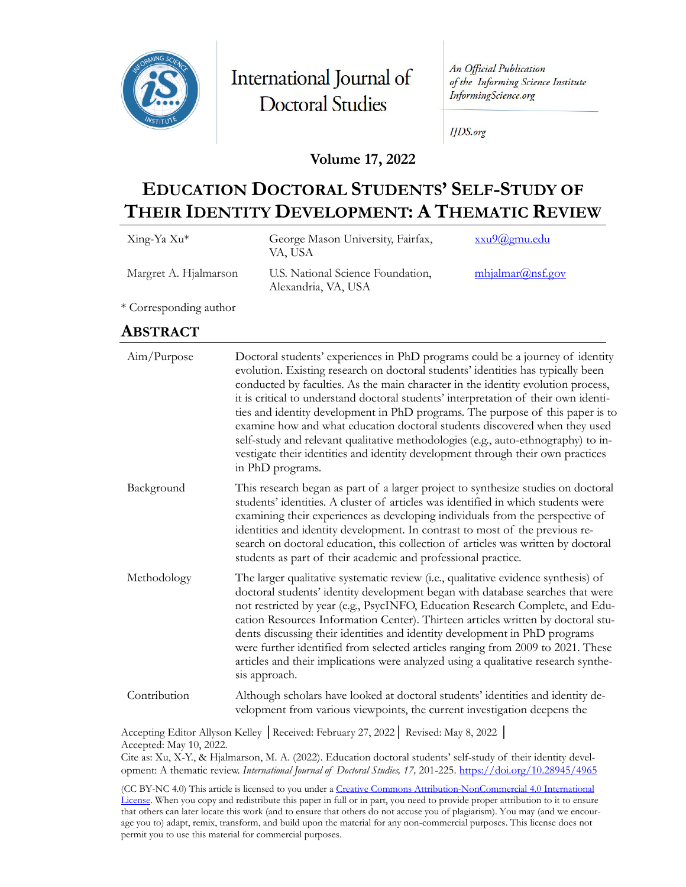International Journal of Doctoral Studies

*An Official Publication of the Informing Science Institute*
*InformingScience.org*

*IJDS.org*

**Volume 17, 2022**

# EDUCATION DOCTORAL STUDENTS' SELF-STUDY OF THEIR IDENTITY DEVELOPMENT: A THEMATIC REVIEW

| | | |
|---|---|---|
| Xing-Ya Xu* | George Mason University, Fairfax, VA, USA | xxu9@gmu.edu |
| Margret A. Hjalmarson | U.S. National Science Foundation, Alexandria, VA, USA | mhjalmar@nsf.gov |

\* Corresponding author

## ABSTRACT

| | |
|---|---|
| Aim/Purpose | Doctoral students' experiences in PhD programs could be a journey of identity evolution. Existing research on doctoral students' identities has typically been conducted by faculties. As the main character in the identity evolution process, it is critical to understand doctoral students' interpretation of their own identities and identity development in PhD programs. The purpose of this paper is to examine how and what education doctoral students discovered when they used self-study and relevant qualitative methodologies (e.g., auto-ethnography) to investigate their identities and identity development through their own practices in PhD programs. |
| Background | This research began as part of a larger project to synthesize studies on doctoral students' identities. A cluster of articles was identified in which students were examining their experiences as developing individuals from the perspective of identities and identity development. In contrast to most of the previous research on doctoral education, this collection of articles was written by doctoral students as part of their academic and professional practice. |
| Methodology | The larger qualitative systematic review (i.e., qualitative evidence synthesis) of doctoral students' identity development began with database searches that were not restricted by year (e.g., PsycINFO, Education Research Complete, and Education Resources Information Center). Thirteen articles written by doctoral students discussing their identities and identity development in PhD programs were further identified from selected articles ranging from 2009 to 2021. These articles and their implications were analyzed using a qualitative research synthesis approach. |
| Contribution | Although scholars have looked at doctoral students' identities and identity development from various viewpoints, the current investigation deepens the |

Accepting Editor Allyson Kelley │Received: February 27, 2022│ Revised: May 8, 2022 │ Accepted: May 10, 2022.
Cite as: Xu, X-Y., & Hjalmarson, M. A. (2022). Education doctoral students' self-study of their identity development: A thematic review. *International Journal of Doctoral Studies, 17,* 201-225. https://doi.org/10.28945/4965

(CC BY-NC 4.0) This article is licensed to you under a Creative Commons Attribution-NonCommercial 4.0 International License. When you copy and redistribute this paper in full or in part, you need to provide proper attribution to it to ensure that others can later locate this work (and to ensure that others do not accuse you of plagiarism). You may (and we encourage you to) adapt, remix, transform, and build upon the material for any non-commercial purposes. This license does not permit you to use this material for commercial purposes.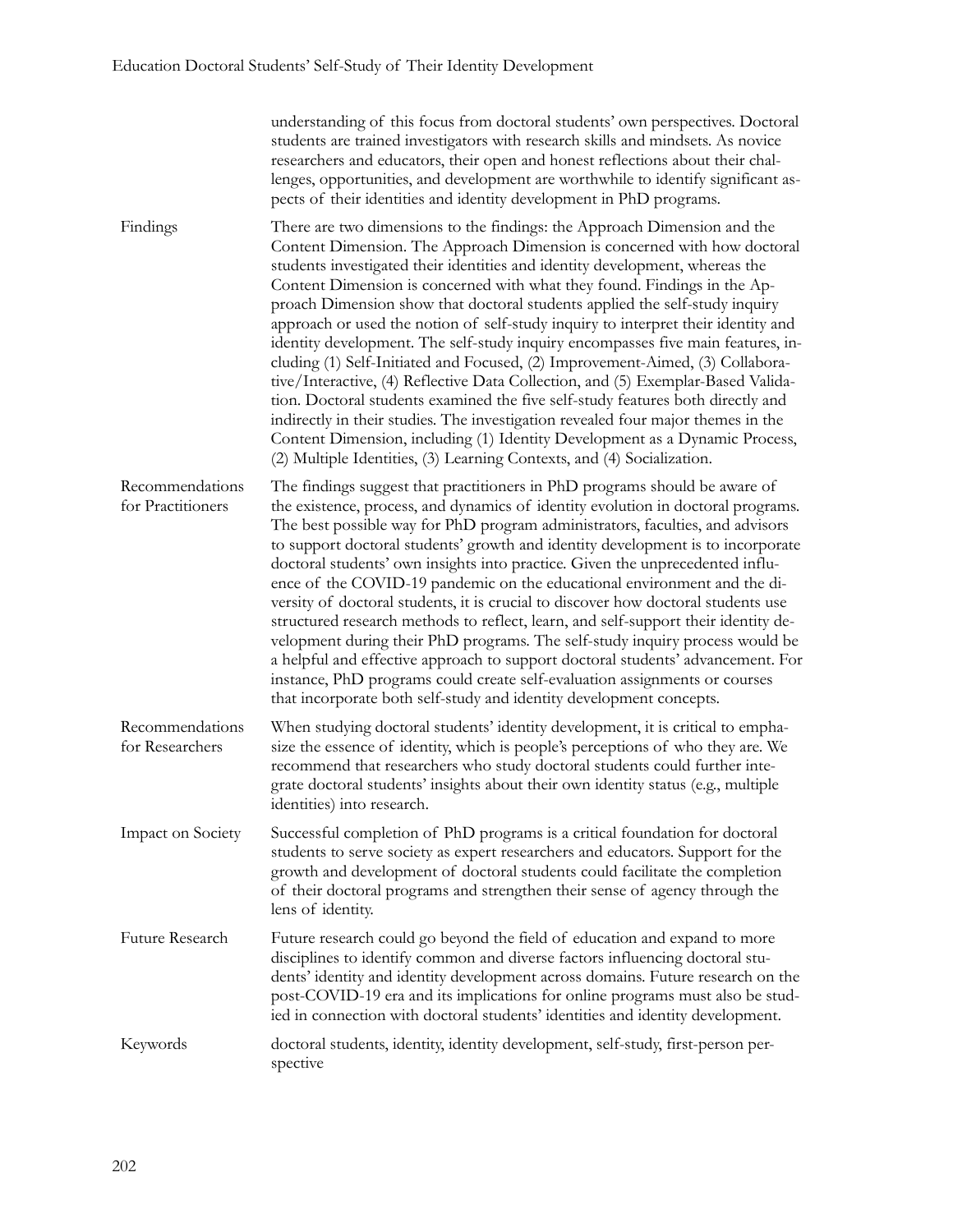understanding of this focus from doctoral students' own perspectives. Doctoral students are trained investigators with research skills and mindsets. As novice researchers and educators, their open and honest reflections about their challenges, opportunities, and development are worthwhile to identify significant aspects of their identities and identity development in PhD programs.

| | |
|---|---|
| Findings | There are two dimensions to the findings: the Approach Dimension and the Content Dimension. The Approach Dimension is concerned with how doctoral students investigated their identities and identity development, whereas the Content Dimension is concerned with what they found. Findings in the Approach Dimension show that doctoral students applied the self-study inquiry approach or used the notion of self-study inquiry to interpret their identity and identity development. The self-study inquiry encompasses five main features, including (1) Self-Initiated and Focused, (2) Improvement-Aimed, (3) Collaborative/Interactive, (4) Reflective Data Collection, and (5) Exemplar-Based Validation. Doctoral students examined the five self-study features both directly and indirectly in their studies. The investigation revealed four major themes in the Content Dimension, including (1) Identity Development as a Dynamic Process, (2) Multiple Identities, (3) Learning Contexts, and (4) Socialization. |
| Recommendations for Practitioners | The findings suggest that practitioners in PhD programs should be aware of the existence, process, and dynamics of identity evolution in doctoral programs. The best possible way for PhD program administrators, faculties, and advisors to support doctoral students' growth and identity development is to incorporate doctoral students' own insights into practice. Given the unprecedented influence of the COVID-19 pandemic on the educational environment and the diversity of doctoral students, it is crucial to discover how doctoral students use structured research methods to reflect, learn, and self-support their identity development during their PhD programs. The self-study inquiry process would be a helpful and effective approach to support doctoral students' advancement. For instance, PhD programs could create self-evaluation assignments or courses that incorporate both self-study and identity development concepts. |
| Recommendations for Researchers | When studying doctoral students' identity development, it is critical to emphasize the essence of identity, which is people's perceptions of who they are. We recommend that researchers who study doctoral students could further integrate doctoral students' insights about their own identity status (e.g., multiple identities) into research. |
| Impact on Society | Successful completion of PhD programs is a critical foundation for doctoral students to serve society as expert researchers and educators. Support for the growth and development of doctoral students could facilitate the completion of their doctoral programs and strengthen their sense of agency through the lens of identity. |
| Future Research | Future research could go beyond the field of education and expand to more disciplines to identify common and diverse factors influencing doctoral students' identity and identity development across domains. Future research on the post-COVID-19 era and its implications for online programs must also be studied in connection with doctoral students' identities and identity development. |
| Keywords | doctoral students, identity, identity development, self-study, first-person perspective |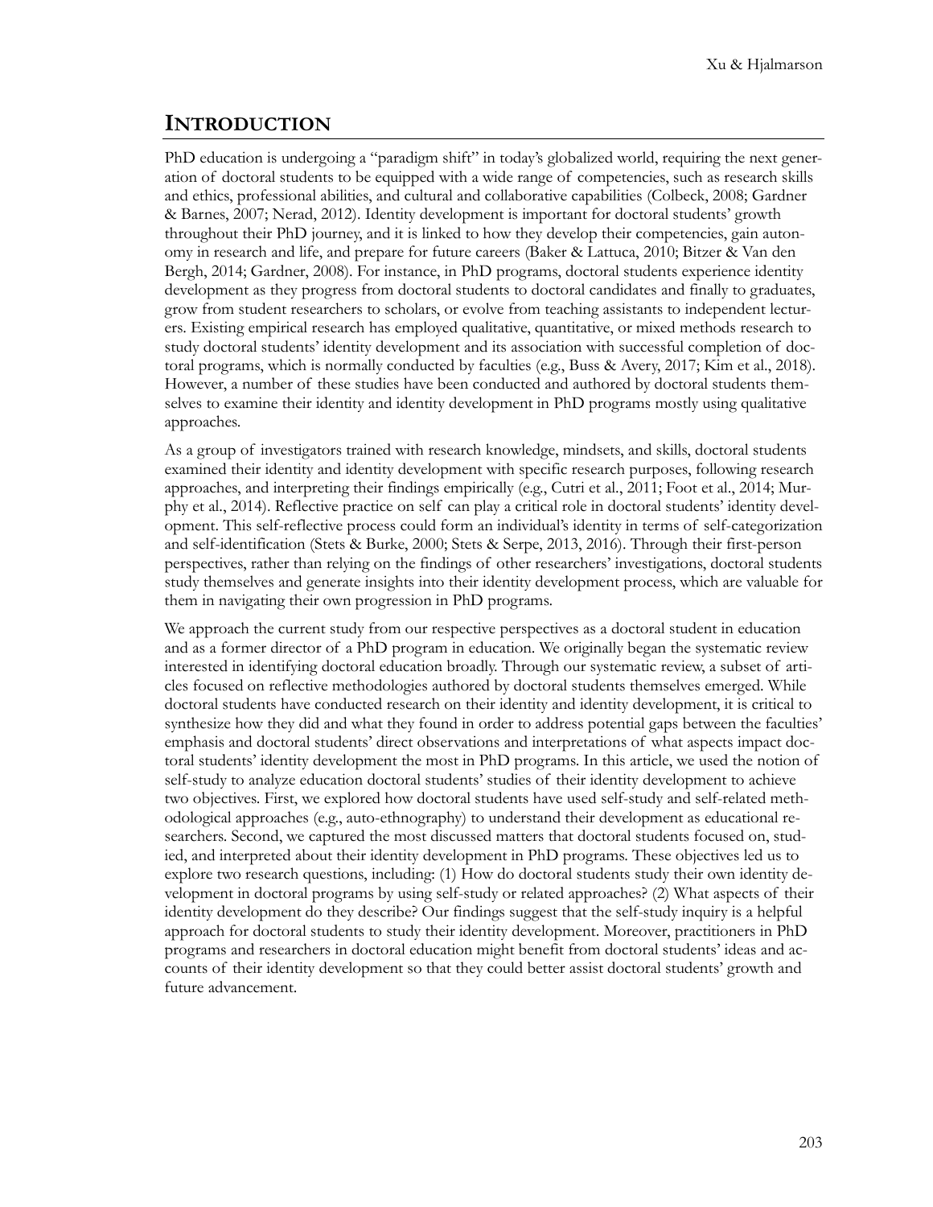## INTRODUCTION

PhD education is undergoing a "paradigm shift" in today's globalized world, requiring the next generation of doctoral students to be equipped with a wide range of competencies, such as research skills and ethics, professional abilities, and cultural and collaborative capabilities (Colbeck, 2008; Gardner & Barnes, 2007; Nerad, 2012). Identity development is important for doctoral students' growth throughout their PhD journey, and it is linked to how they develop their competencies, gain autonomy in research and life, and prepare for future careers (Baker & Lattuca, 2010; Bitzer & Van den Bergh, 2014; Gardner, 2008). For instance, in PhD programs, doctoral students experience identity development as they progress from doctoral students to doctoral candidates and finally to graduates, grow from student researchers to scholars, or evolve from teaching assistants to independent lecturers. Existing empirical research has employed qualitative, quantitative, or mixed methods research to study doctoral students' identity development and its association with successful completion of doctoral programs, which is normally conducted by faculties (e.g., Buss & Avery, 2017; Kim et al., 2018). However, a number of these studies have been conducted and authored by doctoral students themselves to examine their identity and identity development in PhD programs mostly using qualitative approaches.

As a group of investigators trained with research knowledge, mindsets, and skills, doctoral students examined their identity and identity development with specific research purposes, following research approaches, and interpreting their findings empirically (e.g., Cutri et al., 2011; Foot et al., 2014; Murphy et al., 2014). Reflective practice on self can play a critical role in doctoral students' identity development. This self-reflective process could form an individual's identity in terms of self-categorization and self-identification (Stets & Burke, 2000; Stets & Serpe, 2013, 2016). Through their first-person perspectives, rather than relying on the findings of other researchers' investigations, doctoral students study themselves and generate insights into their identity development process, which are valuable for them in navigating their own progression in PhD programs.

We approach the current study from our respective perspectives as a doctoral student in education and as a former director of a PhD program in education. We originally began the systematic review interested in identifying doctoral education broadly. Through our systematic review, a subset of articles focused on reflective methodologies authored by doctoral students themselves emerged. While doctoral students have conducted research on their identity and identity development, it is critical to synthesize how they did and what they found in order to address potential gaps between the faculties' emphasis and doctoral students' direct observations and interpretations of what aspects impact doctoral students' identity development the most in PhD programs. In this article, we used the notion of self-study to analyze education doctoral students' studies of their identity development to achieve two objectives. First, we explored how doctoral students have used self-study and self-related methodological approaches (e.g., auto-ethnography) to understand their development as educational researchers. Second, we captured the most discussed matters that doctoral students focused on, studied, and interpreted about their identity development in PhD programs. These objectives led us to explore two research questions, including: (1) How do doctoral students study their own identity development in doctoral programs by using self-study or related approaches? (2) What aspects of their identity development do they describe? Our findings suggest that the self-study inquiry is a helpful approach for doctoral students to study their identity development. Moreover, practitioners in PhD programs and researchers in doctoral education might benefit from doctoral students' ideas and accounts of their identity development so that they could better assist doctoral students' growth and future advancement.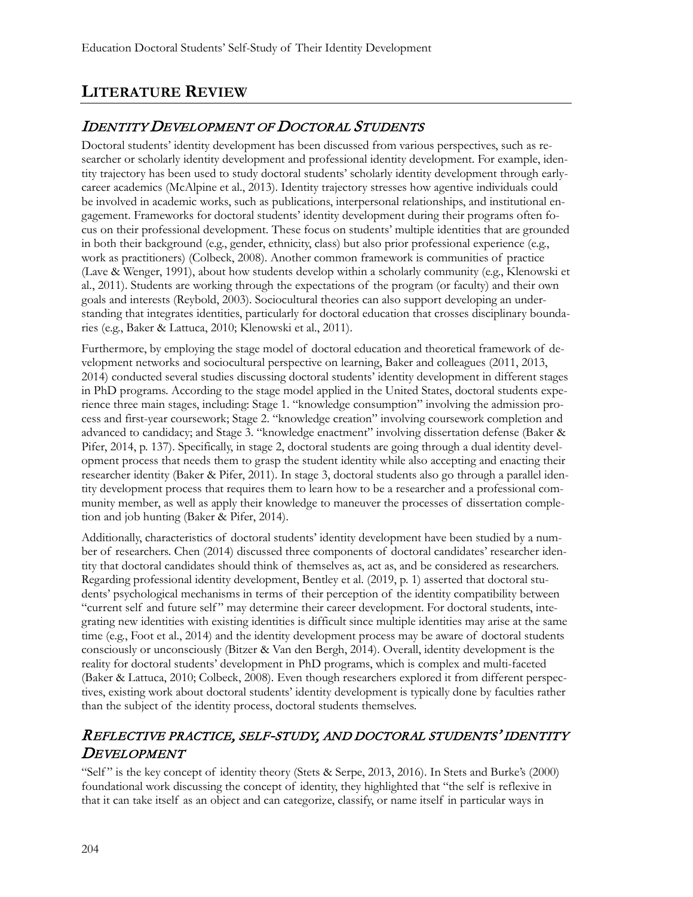## LITERATURE REVIEW

### *IDENTITY DEVELOPMENT OF DOCTORAL STUDENTS*

Doctoral students' identity development has been discussed from various perspectives, such as researcher or scholarly identity development and professional identity development. For example, identity trajectory has been used to study doctoral students' scholarly identity development through early-career academics (McAlpine et al., 2013). Identity trajectory stresses how agentive individuals could be involved in academic works, such as publications, interpersonal relationships, and institutional engagement. Frameworks for doctoral students' identity development during their programs often focus on their professional development. These focus on students' multiple identities that are grounded in both their background (e.g., gender, ethnicity, class) but also prior professional experience (e.g., work as practitioners) (Colbeck, 2008). Another common framework is communities of practice (Lave & Wenger, 1991), about how students develop within a scholarly community (e.g., Klenowski et al., 2011). Students are working through the expectations of the program (or faculty) and their own goals and interests (Reybold, 2003). Sociocultural theories can also support developing an understanding that integrates identities, particularly for doctoral education that crosses disciplinary boundaries (e.g., Baker & Lattuca, 2010; Klenowski et al., 2011).

Furthermore, by employing the stage model of doctoral education and theoretical framework of development networks and sociocultural perspective on learning, Baker and colleagues (2011, 2013, 2014) conducted several studies discussing doctoral students' identity development in different stages in PhD programs. According to the stage model applied in the United States, doctoral students experience three main stages, including: Stage 1. "knowledge consumption" involving the admission process and first-year coursework; Stage 2. "knowledge creation" involving coursework completion and advanced to candidacy; and Stage 3. "knowledge enactment" involving dissertation defense (Baker & Pifer, 2014, p. 137). Specifically, in stage 2, doctoral students are going through a dual identity development process that needs them to grasp the student identity while also accepting and enacting their researcher identity (Baker & Pifer, 2011). In stage 3, doctoral students also go through a parallel identity development process that requires them to learn how to be a researcher and a professional community member, as well as apply their knowledge to maneuver the processes of dissertation completion and job hunting (Baker & Pifer, 2014).

Additionally, characteristics of doctoral students' identity development have been studied by a number of researchers. Chen (2014) discussed three components of doctoral candidates' researcher identity that doctoral candidates should think of themselves as, act as, and be considered as researchers. Regarding professional identity development, Bentley et al. (2019, p. 1) asserted that doctoral students' psychological mechanisms in terms of their perception of the identity compatibility between "current self and future self" may determine their career development. For doctoral students, integrating new identities with existing identities is difficult since multiple identities may arise at the same time (e.g., Foot et al., 2014) and the identity development process may be aware of doctoral students consciously or unconsciously (Bitzer & Van den Bergh, 2014). Overall, identity development is the reality for doctoral students' development in PhD programs, which is complex and multi-faceted (Baker & Lattuca, 2010; Colbeck, 2008). Even though researchers explored it from different perspectives, existing work about doctoral students' identity development is typically done by faculties rather than the subject of the identity process, doctoral students themselves.

### *REFLECTIVE PRACTICE, SELF-STUDY, AND DOCTORAL STUDENTS' IDENTITY DEVELOPMENT*

"Self" is the key concept of identity theory (Stets & Serpe, 2013, 2016). In Stets and Burke's (2000) foundational work discussing the concept of identity, they highlighted that "the self is reflexive in that it can take itself as an object and can categorize, classify, or name itself in particular ways in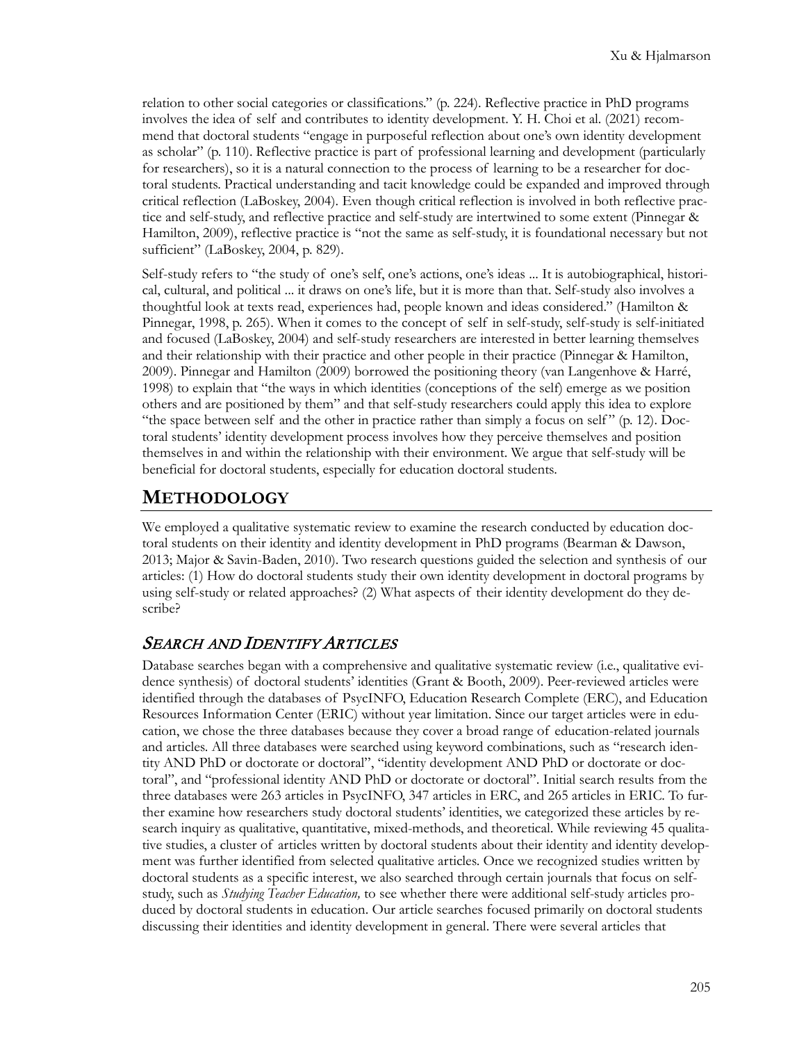relation to other social categories or classifications." (p. 224). Reflective practice in PhD programs involves the idea of self and contributes to identity development. Y. H. Choi et al. (2021) recommend that doctoral students "engage in purposeful reflection about one's own identity development as scholar" (p. 110). Reflective practice is part of professional learning and development (particularly for researchers), so it is a natural connection to the process of learning to be a researcher for doctoral students. Practical understanding and tacit knowledge could be expanded and improved through critical reflection (LaBoskey, 2004). Even though critical reflection is involved in both reflective practice and self-study, and reflective practice and self-study are intertwined to some extent (Pinnegar & Hamilton, 2009), reflective practice is "not the same as self-study, it is foundational necessary but not sufficient" (LaBoskey, 2004, p. 829).

Self-study refers to "the study of one's self, one's actions, one's ideas ... It is autobiographical, historical, cultural, and political ... it draws on one's life, but it is more than that. Self-study also involves a thoughtful look at texts read, experiences had, people known and ideas considered." (Hamilton & Pinnegar, 1998, p. 265). When it comes to the concept of self in self-study, self-study is self-initiated and focused (LaBoskey, 2004) and self-study researchers are interested in better learning themselves and their relationship with their practice and other people in their practice (Pinnegar & Hamilton, 2009). Pinnegar and Hamilton (2009) borrowed the positioning theory (van Langenhove & Harré, 1998) to explain that "the ways in which identities (conceptions of the self) emerge as we position others and are positioned by them" and that self-study researchers could apply this idea to explore "the space between self and the other in practice rather than simply a focus on self" (p. 12). Doctoral students' identity development process involves how they perceive themselves and position themselves in and within the relationship with their environment. We argue that self-study will be beneficial for doctoral students, especially for education doctoral students.

## METHODOLOGY

We employed a qualitative systematic review to examine the research conducted by education doctoral students on their identity and identity development in PhD programs (Bearman & Dawson, 2013; Major & Savin-Baden, 2010). Two research questions guided the selection and synthesis of our articles: (1) How do doctoral students study their own identity development in doctoral programs by using self-study or related approaches? (2) What aspects of their identity development do they describe?

### *SEARCH AND IDENTIFY ARTICLES*

Database searches began with a comprehensive and qualitative systematic review (i.e., qualitative evidence synthesis) of doctoral students' identities (Grant & Booth, 2009). Peer-reviewed articles were identified through the databases of PsycINFO, Education Research Complete (ERC), and Education Resources Information Center (ERIC) without year limitation. Since our target articles were in education, we chose the three databases because they cover a broad range of education-related journals and articles. All three databases were searched using keyword combinations, such as "research identity AND PhD or doctorate or doctoral", "identity development AND PhD or doctorate or doctoral", and "professional identity AND PhD or doctorate or doctoral". Initial search results from the three databases were 263 articles in PsycINFO, 347 articles in ERC, and 265 articles in ERIC. To further examine how researchers study doctoral students' identities, we categorized these articles by research inquiry as qualitative, quantitative, mixed-methods, and theoretical. While reviewing 45 qualitative studies, a cluster of articles written by doctoral students about their identity and identity development was further identified from selected qualitative articles. Once we recognized studies written by doctoral students as a specific interest, we also searched through certain journals that focus on self-study, such as *Studying Teacher Education,* to see whether there were additional self-study articles produced by doctoral students in education. Our article searches focused primarily on doctoral students discussing their identities and identity development in general. There were several articles that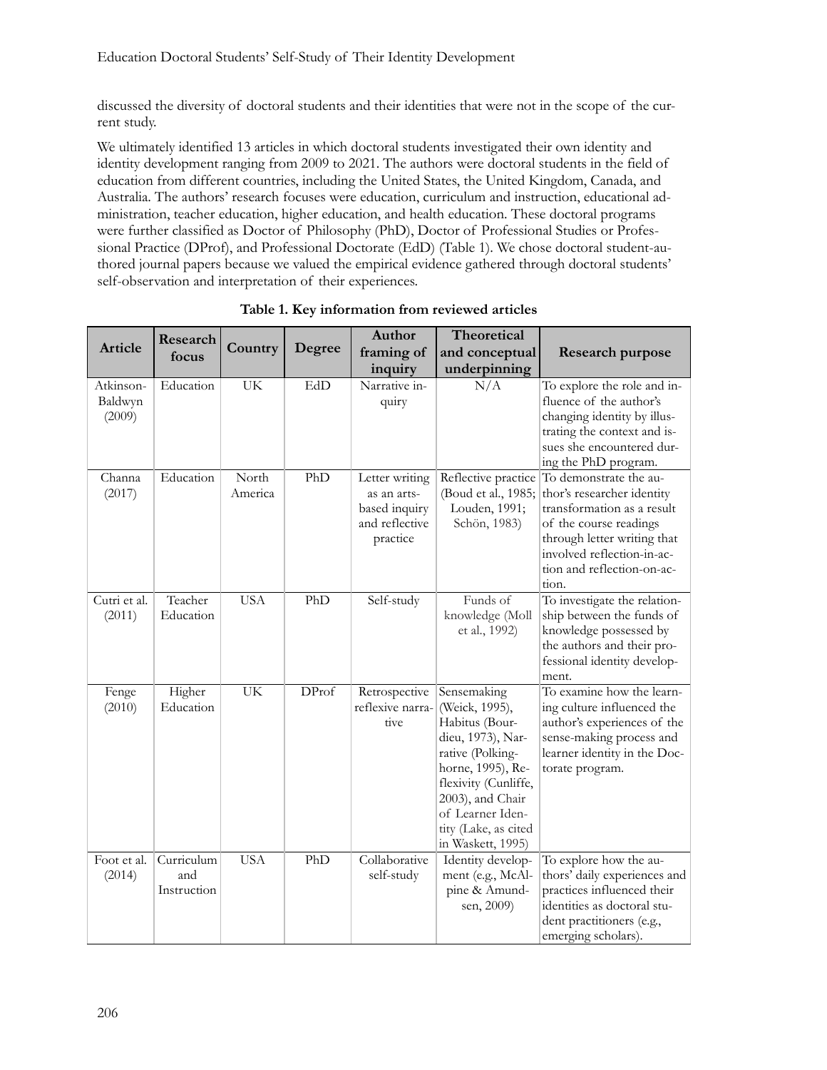discussed the diversity of doctoral students and their identities that were not in the scope of the current study.

We ultimately identified 13 articles in which doctoral students investigated their own identity and identity development ranging from 2009 to 2021. The authors were doctoral students in the field of education from different countries, including the United States, the United Kingdom, Canada, and Australia. The authors' research focuses were education, curriculum and instruction, educational administration, teacher education, higher education, and health education. These doctoral programs were further classified as Doctor of Philosophy (PhD), Doctor of Professional Studies or Professional Practice (DProf), and Professional Doctorate (EdD) (Table 1). We chose doctoral student-authored journal papers because we valued the empirical evidence gathered through doctoral students' self-observation and interpretation of their experiences.

**Table 1. Key information from reviewed articles**

| Article | Research focus | Country | Degree | Author framing of inquiry | Theoretical and conceptual underpinning | Research purpose |
|---|---|---|---|---|---|---|
| Atkinson-Baldwyn (2009) | Education | UK | EdD | Narrative inquiry | N/A | To explore the role and influence of the author's changing identity by illustrating the context and issues she encountered during the PhD program. |
| Channa (2017) | Education | North America | PhD | Letter writing as an arts-based inquiry and reflective practice | Reflective practice (Boud et al., 1985; Louden, 1991; Schön, 1983) | To demonstrate the author's researcher identity transformation as a result of the course readings through letter writing that involved reflection-in-action and reflection-on-action. |
| Cutri et al. (2011) | Teacher Education | USA | PhD | Self-study | Funds of knowledge (Moll et al., 1992) | To investigate the relationship between the funds of knowledge possessed by the authors and their professional identity development. |
| Fenge (2010) | Higher Education | UK | DProf | Retrospective reflexive narrative | Sensemaking (Weick, 1995), Habitus (Bourdieu, 1973), Narrative (Polkinghorne, 1995), Reflexivity (Cunliffe, 2003), and Chair of Learner Identity (Lake, as cited in Waskett, 1995) | To examine how the learning culture influenced the author's experiences of the sense-making process and learner identity in the Doctorate program. |
| Foot et al. (2014) | Curriculum and Instruction | USA | PhD | Collaborative self-study | Identity development (e.g., McAlpine & Amundsen, 2009) | To explore how the authors' daily experiences and practices influenced their identities as doctoral student practitioners (e.g., emerging scholars). |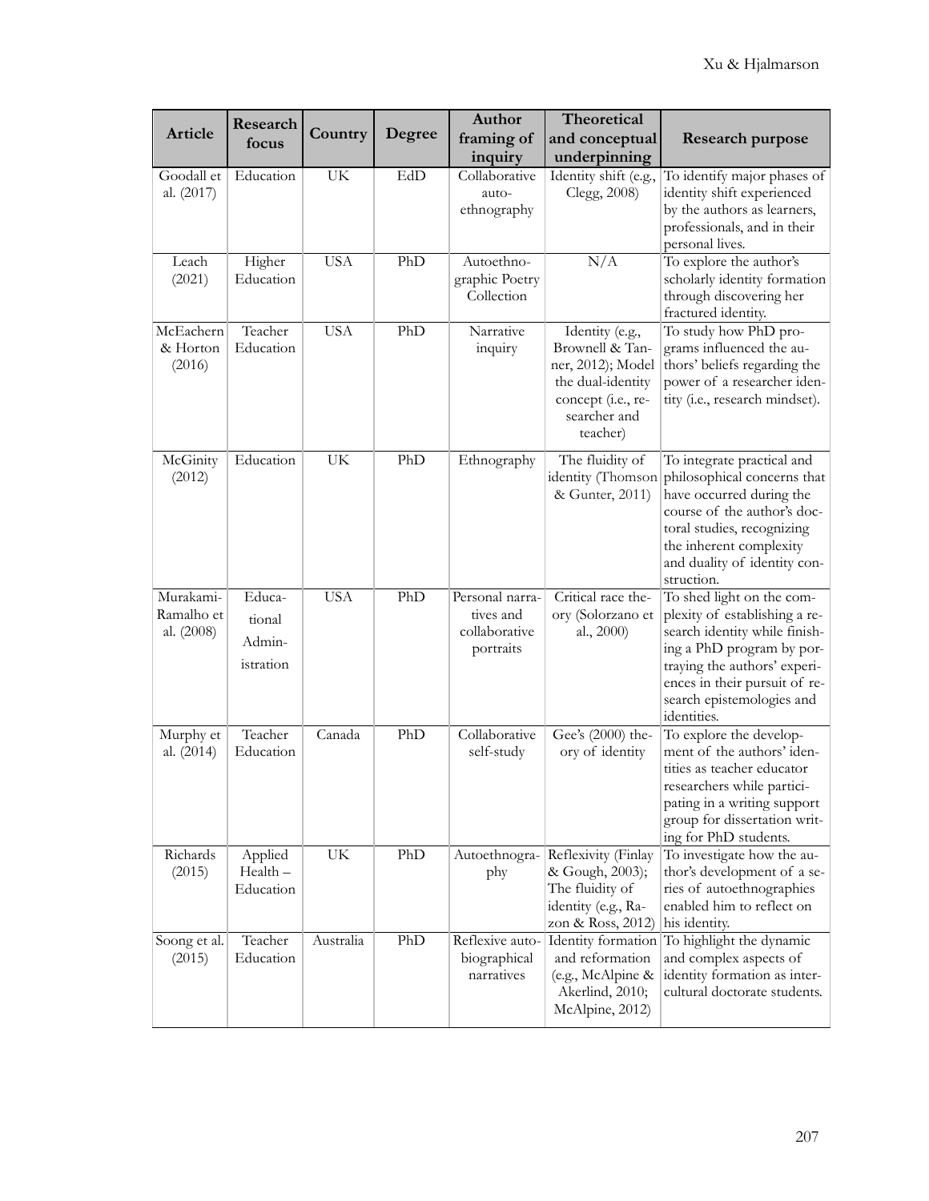| Article | Research focus | Country | Degree | Author framing of inquiry | Theoretical and conceptual underpinning | Research purpose |
|---|---|---|---|---|---|---|
| Goodall et al. (2017) | Education | UK | EdD | Collaborative auto-ethnography | Identity shift (e.g., Clegg, 2008) | To identify major phases of identity shift experienced by the authors as learners, professionals, and in their personal lives. |
| Leach (2021) | Higher Education | USA | PhD | Autoethnographic Poetry Collection | N/A | To explore the author's scholarly identity formation through discovering her fractured identity. |
| McEachern & Horton (2016) | Teacher Education | USA | PhD | Narrative inquiry | Identity (e.g., Brownell & Tanner, 2012); Model the dual-identity concept (i.e., researcher and teacher) | To study how PhD programs influenced the authors' beliefs regarding the power of a researcher identity (i.e., research mindset). |
| McGinity (2012) | Education | UK | PhD | Ethnography | The fluidity of identity (Thomson & Gunter, 2011) | To integrate practical and philosophical concerns that have occurred during the course of the author's doctoral studies, recognizing the inherent complexity and duality of identity construction. |
| Murakami-Ramalho et al. (2008) | Educational Administration | USA | PhD | Personal narratives and collaborative portraits | Critical race theory (Solorzano et al., 2000) | To shed light on the complexity of establishing a research identity while finishing a PhD program by portraying the authors' experiences in their pursuit of research epistemologies and identities. |
| Murphy et al. (2014) | Teacher Education | Canada | PhD | Collaborative self-study | Gee's (2000) theory of identity | To explore the development of the authors' identities as teacher educator researchers while participating in a writing support group for dissertation writing for PhD students. |
| Richards (2015) | Applied Health – Education | UK | PhD | Autoethnography | Reflexivity (Finlay & Gough, 2003); The fluidity of identity (e.g., Razon & Ross, 2012) | To investigate how the author's development of a series of autoethnographies enabled him to reflect on his identity. |
| Soong et al. (2015) | Teacher Education | Australia | PhD | Reflexive auto-biographical narratives | Identity formation and reformation (e.g., McAlpine & Akerlind, 2010; McAlpine, 2012) | To highlight the dynamic and complex aspects of identity formation as intercultural doctorate students. |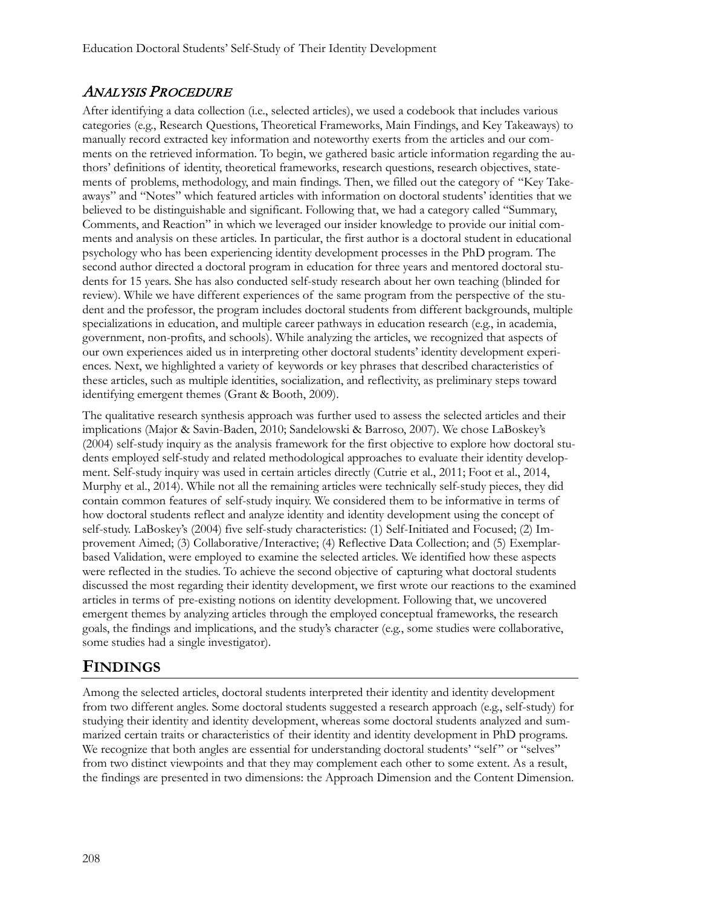### *Analysis Procedure*

After identifying a data collection (i.e., selected articles), we used a codebook that includes various categories (e.g., Research Questions, Theoretical Frameworks, Main Findings, and Key Takeaways) to manually record extracted key information and noteworthy exerts from the articles and our comments on the retrieved information. To begin, we gathered basic article information regarding the authors' definitions of identity, theoretical frameworks, research questions, research objectives, statements of problems, methodology, and main findings. Then, we filled out the category of "Key Takeaways" and "Notes" which featured articles with information on doctoral students' identities that we believed to be distinguishable and significant. Following that, we had a category called "Summary, Comments, and Reaction" in which we leveraged our insider knowledge to provide our initial comments and analysis on these articles. In particular, the first author is a doctoral student in educational psychology who has been experiencing identity development processes in the PhD program. The second author directed a doctoral program in education for three years and mentored doctoral students for 15 years. She has also conducted self-study research about her own teaching (blinded for review). While we have different experiences of the same program from the perspective of the student and the professor, the program includes doctoral students from different backgrounds, multiple specializations in education, and multiple career pathways in education research (e.g., in academia, government, non-profits, and schools). While analyzing the articles, we recognized that aspects of our own experiences aided us in interpreting other doctoral students' identity development experiences. Next, we highlighted a variety of keywords or key phrases that described characteristics of these articles, such as multiple identities, socialization, and reflectivity, as preliminary steps toward identifying emergent themes (Grant & Booth, 2009).

The qualitative research synthesis approach was further used to assess the selected articles and their implications (Major & Savin-Baden, 2010; Sandelowski & Barroso, 2007). We chose LaBoskey's (2004) self-study inquiry as the analysis framework for the first objective to explore how doctoral students employed self-study and related methodological approaches to evaluate their identity development. Self-study inquiry was used in certain articles directly (Cutrie et al., 2011; Foot et al., 2014, Murphy et al., 2014). While not all the remaining articles were technically self-study pieces, they did contain common features of self-study inquiry. We considered them to be informative in terms of how doctoral students reflect and analyze identity and identity development using the concept of self-study. LaBoskey's (2004) five self-study characteristics: (1) Self-Initiated and Focused; (2) Improvement Aimed; (3) Collaborative/Interactive; (4) Reflective Data Collection; and (5) Exemplar-based Validation, were employed to examine the selected articles. We identified how these aspects were reflected in the studies. To achieve the second objective of capturing what doctoral students discussed the most regarding their identity development, we first wrote our reactions to the examined articles in terms of pre-existing notions on identity development. Following that, we uncovered emergent themes by analyzing articles through the employed conceptual frameworks, the research goals, the findings and implications, and the study's character (e.g., some studies were collaborative, some studies had a single investigator).

## Findings

Among the selected articles, doctoral students interpreted their identity and identity development from two different angles. Some doctoral students suggested a research approach (e.g., self-study) for studying their identity and identity development, whereas some doctoral students analyzed and summarized certain traits or characteristics of their identity and identity development in PhD programs. We recognize that both angles are essential for understanding doctoral students' "self" or "selves" from two distinct viewpoints and that they may complement each other to some extent. As a result, the findings are presented in two dimensions: the Approach Dimension and the Content Dimension.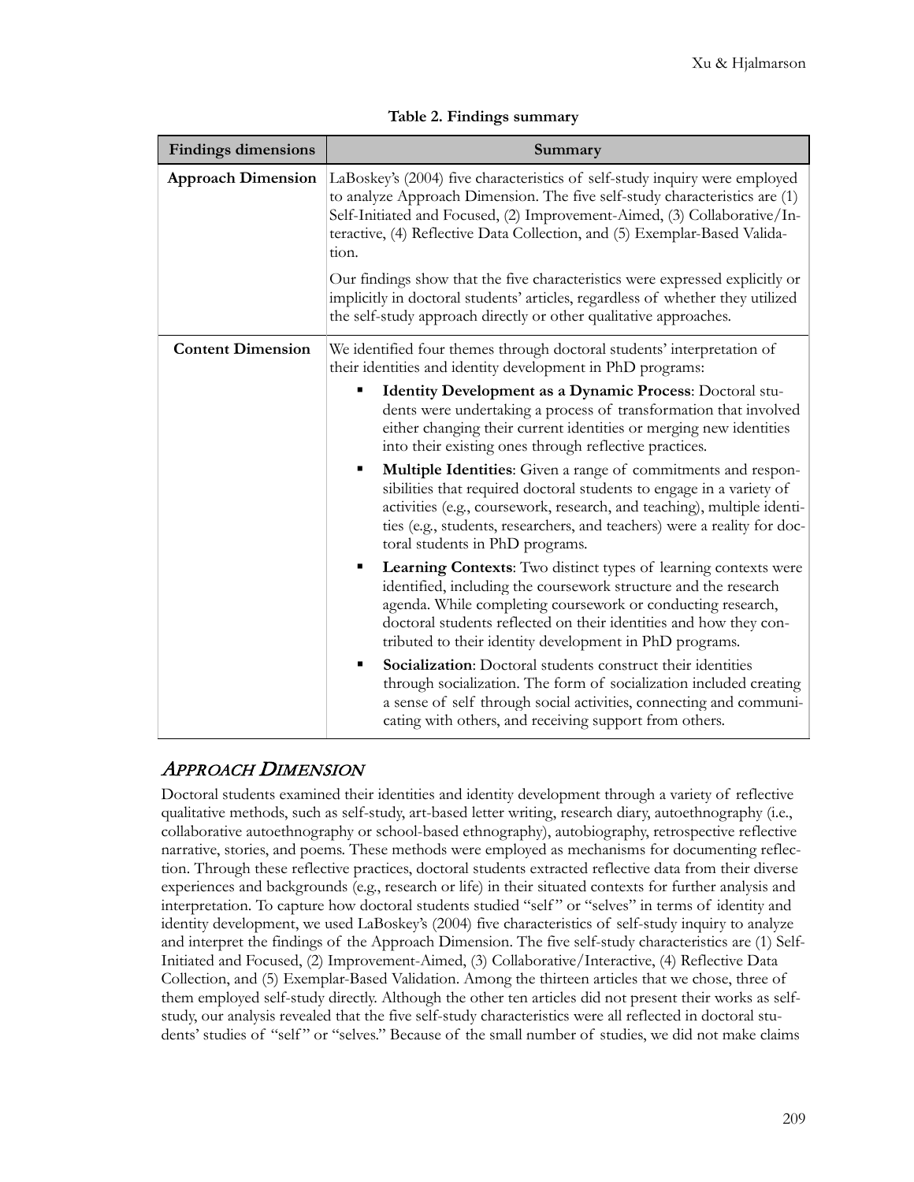**Table 2. Findings summary**

| Findings dimensions | Summary |
|---|---|
| **Approach Dimension** | LaBoskey's (2004) five characteristics of self-study inquiry were employed to analyze Approach Dimension. The five self-study characteristics are (1) Self-Initiated and Focused, (2) Improvement-Aimed, (3) Collaborative/Interactive, (4) Reflective Data Collection, and (5) Exemplar-Based Validation. <br><br> Our findings show that the five characteristics were expressed explicitly or implicitly in doctoral students' articles, regardless of whether they utilized the self-study approach directly or other qualitative approaches. |
| **Content Dimension** | We identified four themes through doctoral students' interpretation of their identities and identity development in PhD programs: <br> ▪ **Identity Development as a Dynamic Process**: Doctoral students were undertaking a process of transformation that involved either changing their current identities or merging new identities into their existing ones through reflective practices. <br> ▪ **Multiple Identities**: Given a range of commitments and responsibilities that required doctoral students to engage in a variety of activities (e.g., coursework, research, and teaching), multiple identities (e.g., students, researchers, and teachers) were a reality for doctoral students in PhD programs. <br> ▪ **Learning Contexts**: Two distinct types of learning contexts were identified, including the coursework structure and the research agenda. While completing coursework or conducting research, doctoral students reflected on their identities and how they contributed to their identity development in PhD programs. <br> ▪ **Socialization**: Doctoral students construct their identities through socialization. The form of socialization included creating a sense of self through social activities, connecting and communicating with others, and receiving support from others. |

## *Approach Dimension*

Doctoral students examined their identities and identity development through a variety of reflective qualitative methods, such as self-study, art-based letter writing, research diary, autoethnography (i.e., collaborative autoethnography or school-based ethnography), autobiography, retrospective reflective narrative, stories, and poems. These methods were employed as mechanisms for documenting reflection. Through these reflective practices, doctoral students extracted reflective data from their diverse experiences and backgrounds (e.g., research or life) in their situated contexts for further analysis and interpretation. To capture how doctoral students studied "self" or "selves" in terms of identity and identity development, we used LaBoskey's (2004) five characteristics of self-study inquiry to analyze and interpret the findings of the Approach Dimension. The five self-study characteristics are (1) Self-Initiated and Focused, (2) Improvement-Aimed, (3) Collaborative/Interactive, (4) Reflective Data Collection, and (5) Exemplar-Based Validation. Among the thirteen articles that we chose, three of them employed self-study directly. Although the other ten articles did not present their works as self-study, our analysis revealed that the five self-study characteristics were all reflected in doctoral students' studies of "self" or "selves." Because of the small number of studies, we did not make claims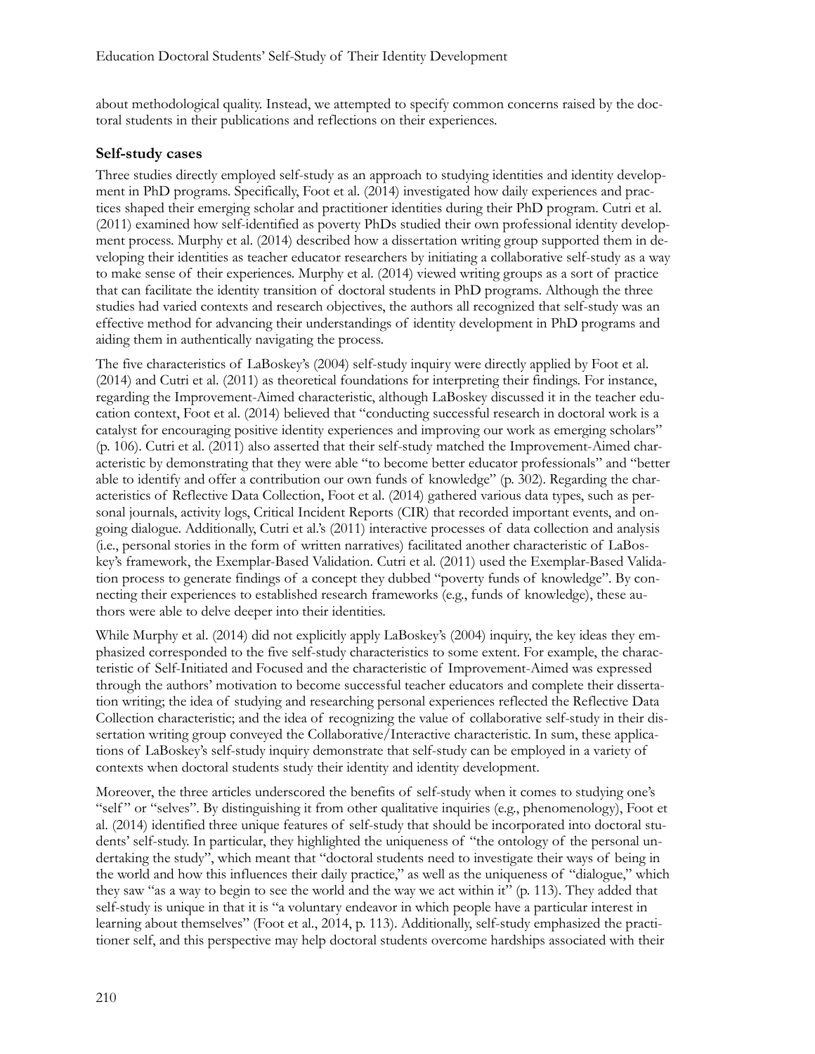about methodological quality. Instead, we attempted to specify common concerns raised by the doctoral students in their publications and reflections on their experiences.

### Self-study cases

Three studies directly employed self-study as an approach to studying identities and identity development in PhD programs. Specifically, Foot et al. (2014) investigated how daily experiences and practices shaped their emerging scholar and practitioner identities during their PhD program. Cutri et al. (2011) examined how self-identified as poverty PhDs studied their own professional identity development process. Murphy et al. (2014) described how a dissertation writing group supported them in developing their identities as teacher educator researchers by initiating a collaborative self-study as a way to make sense of their experiences. Murphy et al. (2014) viewed writing groups as a sort of practice that can facilitate the identity transition of doctoral students in PhD programs. Although the three studies had varied contexts and research objectives, the authors all recognized that self-study was an effective method for advancing their understandings of identity development in PhD programs and aiding them in authentically navigating the process.

The five characteristics of LaBoskey's (2004) self-study inquiry were directly applied by Foot et al. (2014) and Cutri et al. (2011) as theoretical foundations for interpreting their findings. For instance, regarding the Improvement-Aimed characteristic, although LaBoskey discussed it in the teacher education context, Foot et al. (2014) believed that "conducting successful research in doctoral work is a catalyst for encouraging positive identity experiences and improving our work as emerging scholars" (p. 106). Cutri et al. (2011) also asserted that their self-study matched the Improvement-Aimed characteristic by demonstrating that they were able "to become better educator professionals" and "better able to identify and offer a contribution our own funds of knowledge" (p. 302). Regarding the characteristics of Reflective Data Collection, Foot et al. (2014) gathered various data types, such as personal journals, activity logs, Critical Incident Reports (CIR) that recorded important events, and ongoing dialogue. Additionally, Cutri et al.'s (2011) interactive processes of data collection and analysis (i.e., personal stories in the form of written narratives) facilitated another characteristic of LaBoskey's framework, the Exemplar-Based Validation. Cutri et al. (2011) used the Exemplar-Based Validation process to generate findings of a concept they dubbed "poverty funds of knowledge". By connecting their experiences to established research frameworks (e.g., funds of knowledge), these authors were able to delve deeper into their identities.

While Murphy et al. (2014) did not explicitly apply LaBoskey's (2004) inquiry, the key ideas they emphasized corresponded to the five self-study characteristics to some extent. For example, the characteristic of Self-Initiated and Focused and the characteristic of Improvement-Aimed was expressed through the authors' motivation to become successful teacher educators and complete their dissertation writing; the idea of studying and researching personal experiences reflected the Reflective Data Collection characteristic; and the idea of recognizing the value of collaborative self-study in their dissertation writing group conveyed the Collaborative/Interactive characteristic. In sum, these applications of LaBoskey's self-study inquiry demonstrate that self-study can be employed in a variety of contexts when doctoral students study their identity and identity development.

Moreover, the three articles underscored the benefits of self-study when it comes to studying one's "self" or "selves". By distinguishing it from other qualitative inquiries (e.g., phenomenology), Foot et al. (2014) identified three unique features of self-study that should be incorporated into doctoral students' self-study. In particular, they highlighted the uniqueness of "the ontology of the personal undertaking the study", which meant that "doctoral students need to investigate their ways of being in the world and how this influences their daily practice," as well as the uniqueness of "dialogue," which they saw "as a way to begin to see the world and the way we act within it" (p. 113). They added that self-study is unique in that it is "a voluntary endeavor in which people have a particular interest in learning about themselves" (Foot et al., 2014, p. 113). Additionally, self-study emphasized the practitioner self, and this perspective may help doctoral students overcome hardships associated with their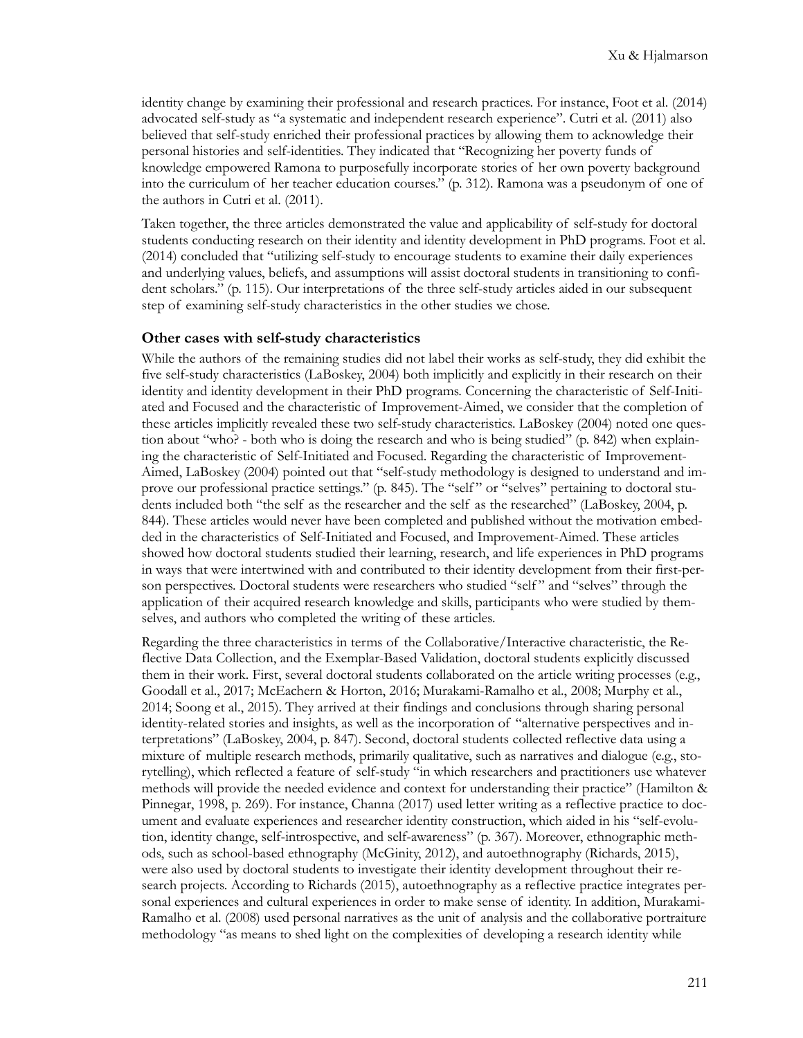identity change by examining their professional and research practices. For instance, Foot et al. (2014) advocated self-study as "a systematic and independent research experience". Cutri et al. (2011) also believed that self-study enriched their professional practices by allowing them to acknowledge their personal histories and self-identities. They indicated that "Recognizing her poverty funds of knowledge empowered Ramona to purposefully incorporate stories of her own poverty background into the curriculum of her teacher education courses." (p. 312). Ramona was a pseudonym of one of the authors in Cutri et al. (2011).

Taken together, the three articles demonstrated the value and applicability of self-study for doctoral students conducting research on their identity and identity development in PhD programs. Foot et al. (2014) concluded that "utilizing self-study to encourage students to examine their daily experiences and underlying values, beliefs, and assumptions will assist doctoral students in transitioning to confident scholars." (p. 115). Our interpretations of the three self-study articles aided in our subsequent step of examining self-study characteristics in the other studies we chose.

### Other cases with self-study characteristics

While the authors of the remaining studies did not label their works as self-study, they did exhibit the five self-study characteristics (LaBoskey, 2004) both implicitly and explicitly in their research on their identity and identity development in their PhD programs. Concerning the characteristic of Self-Initiated and Focused and the characteristic of Improvement-Aimed, we consider that the completion of these articles implicitly revealed these two self-study characteristics. LaBoskey (2004) noted one question about "who? - both who is doing the research and who is being studied" (p. 842) when explaining the characteristic of Self-Initiated and Focused. Regarding the characteristic of Improvement-Aimed, LaBoskey (2004) pointed out that "self-study methodology is designed to understand and improve our professional practice settings." (p. 845). The "self" or "selves" pertaining to doctoral students included both "the self as the researcher and the self as the researched" (LaBoskey, 2004, p. 844). These articles would never have been completed and published without the motivation embedded in the characteristics of Self-Initiated and Focused, and Improvement-Aimed. These articles showed how doctoral students studied their learning, research, and life experiences in PhD programs in ways that were intertwined with and contributed to their identity development from their first-person perspectives. Doctoral students were researchers who studied "self" and "selves" through the application of their acquired research knowledge and skills, participants who were studied by themselves, and authors who completed the writing of these articles.

Regarding the three characteristics in terms of the Collaborative/Interactive characteristic, the Reflective Data Collection, and the Exemplar-Based Validation, doctoral students explicitly discussed them in their work. First, several doctoral students collaborated on the article writing processes (e.g., Goodall et al., 2017; McEachern & Horton, 2016; Murakami-Ramalho et al., 2008; Murphy et al., 2014; Soong et al., 2015). They arrived at their findings and conclusions through sharing personal identity-related stories and insights, as well as the incorporation of "alternative perspectives and interpretations" (LaBoskey, 2004, p. 847). Second, doctoral students collected reflective data using a mixture of multiple research methods, primarily qualitative, such as narratives and dialogue (e.g., storytelling), which reflected a feature of self-study "in which researchers and practitioners use whatever methods will provide the needed evidence and context for understanding their practice" (Hamilton & Pinnegar, 1998, p. 269). For instance, Channa (2017) used letter writing as a reflective practice to document and evaluate experiences and researcher identity construction, which aided in his "self-evolution, identity change, self-introspective, and self-awareness" (p. 367). Moreover, ethnographic methods, such as school-based ethnography (McGinity, 2012), and autoethnography (Richards, 2015), were also used by doctoral students to investigate their identity development throughout their research projects. According to Richards (2015), autoethnography as a reflective practice integrates personal experiences and cultural experiences in order to make sense of identity. In addition, Murakami-Ramalho et al. (2008) used personal narratives as the unit of analysis and the collaborative portraiture methodology "as means to shed light on the complexities of developing a research identity while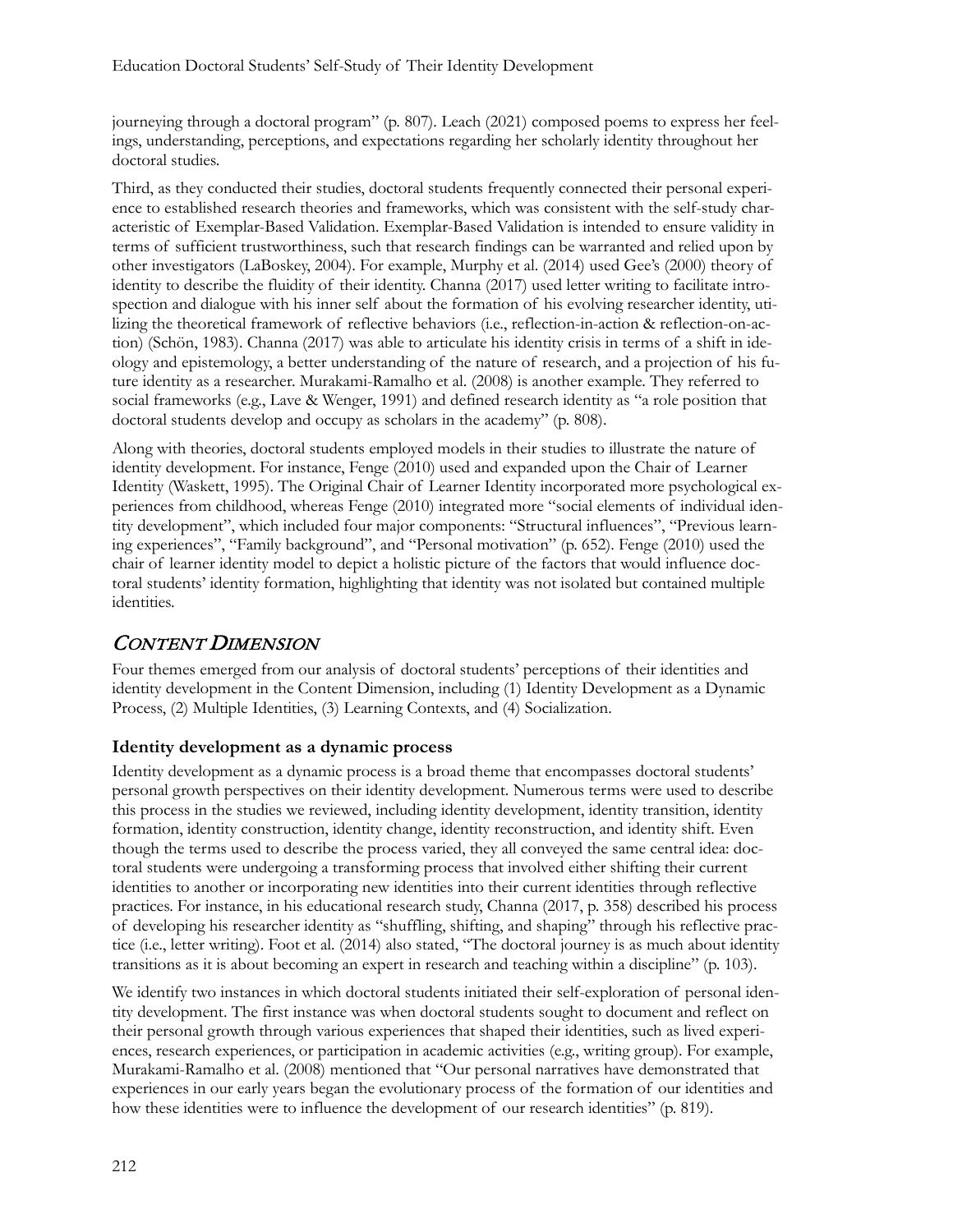journeying through a doctoral program" (p. 807). Leach (2021) composed poems to express her feelings, understanding, perceptions, and expectations regarding her scholarly identity throughout her doctoral studies.

Third, as they conducted their studies, doctoral students frequently connected their personal experience to established research theories and frameworks, which was consistent with the self-study characteristic of Exemplar-Based Validation. Exemplar-Based Validation is intended to ensure validity in terms of sufficient trustworthiness, such that research findings can be warranted and relied upon by other investigators (LaBoskey, 2004). For example, Murphy et al. (2014) used Gee's (2000) theory of identity to describe the fluidity of their identity. Channa (2017) used letter writing to facilitate introspection and dialogue with his inner self about the formation of his evolving researcher identity, utilizing the theoretical framework of reflective behaviors (i.e., reflection-in-action & reflection-on-action) (Schön, 1983). Channa (2017) was able to articulate his identity crisis in terms of a shift in ideology and epistemology, a better understanding of the nature of research, and a projection of his future identity as a researcher. Murakami-Ramalho et al. (2008) is another example. They referred to social frameworks (e.g., Lave & Wenger, 1991) and defined research identity as "a role position that doctoral students develop and occupy as scholars in the academy" (p. 808).

Along with theories, doctoral students employed models in their studies to illustrate the nature of identity development. For instance, Fenge (2010) used and expanded upon the Chair of Learner Identity (Waskett, 1995). The Original Chair of Learner Identity incorporated more psychological experiences from childhood, whereas Fenge (2010) integrated more "social elements of individual identity development", which included four major components: "Structural influences", "Previous learning experiences", "Family background", and "Personal motivation" (p. 652). Fenge (2010) used the chair of learner identity model to depict a holistic picture of the factors that would influence doctoral students' identity formation, highlighting that identity was not isolated but contained multiple identities.

## *Content Dimension*

Four themes emerged from our analysis of doctoral students' perceptions of their identities and identity development in the Content Dimension, including (1) Identity Development as a Dynamic Process, (2) Multiple Identities, (3) Learning Contexts, and (4) Socialization.

### Identity development as a dynamic process

Identity development as a dynamic process is a broad theme that encompasses doctoral students' personal growth perspectives on their identity development. Numerous terms were used to describe this process in the studies we reviewed, including identity development, identity transition, identity formation, identity construction, identity change, identity reconstruction, and identity shift. Even though the terms used to describe the process varied, they all conveyed the same central idea: doctoral students were undergoing a transforming process that involved either shifting their current identities to another or incorporating new identities into their current identities through reflective practices. For instance, in his educational research study, Channa (2017, p. 358) described his process of developing his researcher identity as "shuffling, shifting, and shaping" through his reflective practice (i.e., letter writing). Foot et al. (2014) also stated, "The doctoral journey is as much about identity transitions as it is about becoming an expert in research and teaching within a discipline" (p. 103).

We identify two instances in which doctoral students initiated their self-exploration of personal identity development. The first instance was when doctoral students sought to document and reflect on their personal growth through various experiences that shaped their identities, such as lived experiences, research experiences, or participation in academic activities (e.g., writing group). For example, Murakami-Ramalho et al. (2008) mentioned that "Our personal narratives have demonstrated that experiences in our early years began the evolutionary process of the formation of our identities and how these identities were to influence the development of our research identities" (p. 819).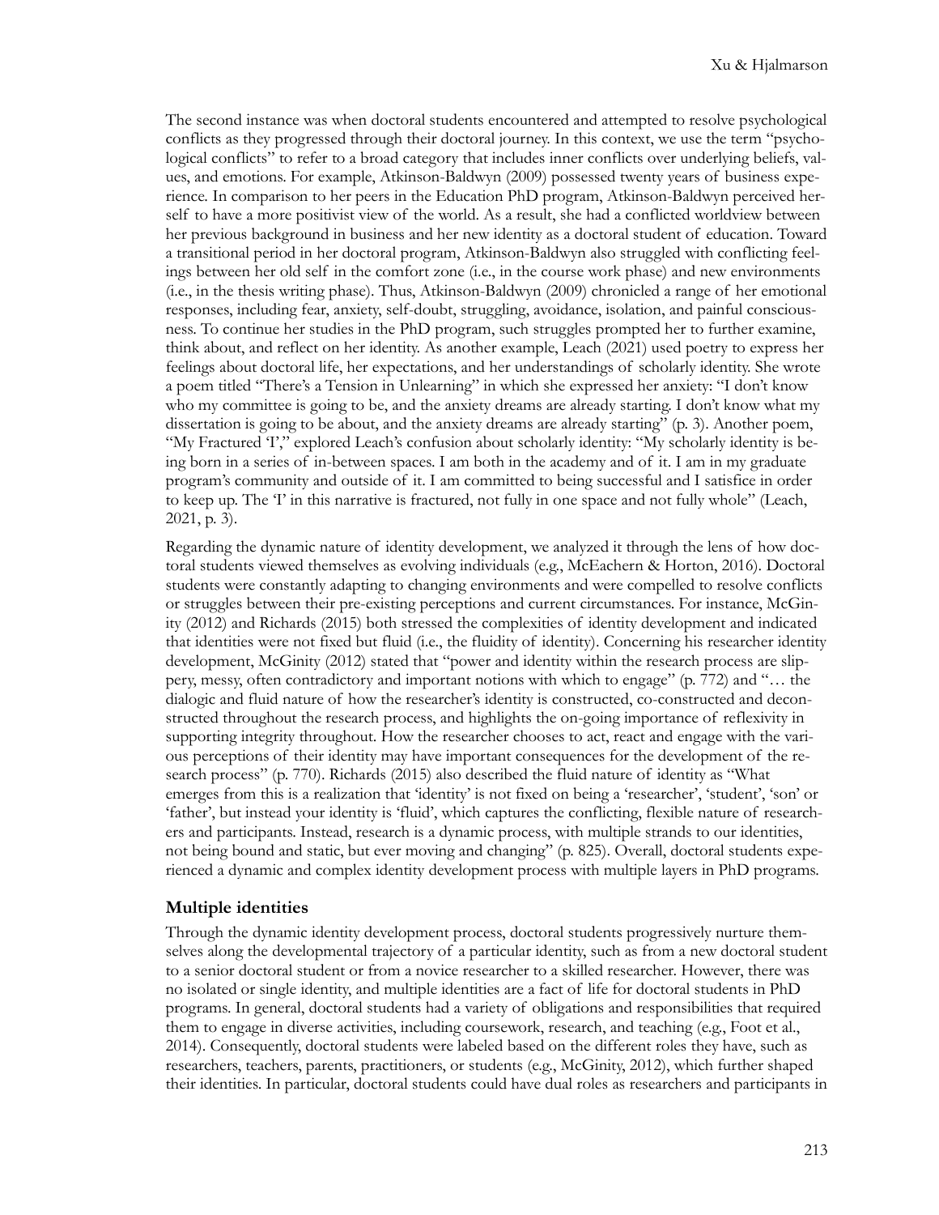The second instance was when doctoral students encountered and attempted to resolve psychological conflicts as they progressed through their doctoral journey. In this context, we use the term "psychological conflicts" to refer to a broad category that includes inner conflicts over underlying beliefs, values, and emotions. For example, Atkinson-Baldwyn (2009) possessed twenty years of business experience. In comparison to her peers in the Education PhD program, Atkinson-Baldwyn perceived herself to have a more positivist view of the world. As a result, she had a conflicted worldview between her previous background in business and her new identity as a doctoral student of education. Toward a transitional period in her doctoral program, Atkinson-Baldwyn also struggled with conflicting feelings between her old self in the comfort zone (i.e., in the course work phase) and new environments (i.e., in the thesis writing phase). Thus, Atkinson-Baldwyn (2009) chronicled a range of her emotional responses, including fear, anxiety, self-doubt, struggling, avoidance, isolation, and painful consciousness. To continue her studies in the PhD program, such struggles prompted her to further examine, think about, and reflect on her identity. As another example, Leach (2021) used poetry to express her feelings about doctoral life, her expectations, and her understandings of scholarly identity. She wrote a poem titled "There's a Tension in Unlearning" in which she expressed her anxiety: "I don't know who my committee is going to be, and the anxiety dreams are already starting. I don't know what my dissertation is going to be about, and the anxiety dreams are already starting" (p. 3). Another poem, "My Fractured 'I'," explored Leach's confusion about scholarly identity: "My scholarly identity is being born in a series of in-between spaces. I am both in the academy and of it. I am in my graduate program's community and outside of it. I am committed to being successful and I satisfice in order to keep up. The 'I' in this narrative is fractured, not fully in one space and not fully whole" (Leach, 2021, p. 3).

Regarding the dynamic nature of identity development, we analyzed it through the lens of how doctoral students viewed themselves as evolving individuals (e.g., McEachern & Horton, 2016). Doctoral students were constantly adapting to changing environments and were compelled to resolve conflicts or struggles between their pre-existing perceptions and current circumstances. For instance, McGinity (2012) and Richards (2015) both stressed the complexities of identity development and indicated that identities were not fixed but fluid (i.e., the fluidity of identity). Concerning his researcher identity development, McGinity (2012) stated that "power and identity within the research process are slippery, messy, often contradictory and important notions with which to engage" (p. 772) and "… the dialogic and fluid nature of how the researcher's identity is constructed, co-constructed and deconstructed throughout the research process, and highlights the on-going importance of reflexivity in supporting integrity throughout. How the researcher chooses to act, react and engage with the various perceptions of their identity may have important consequences for the development of the research process" (p. 770). Richards (2015) also described the fluid nature of identity as "What emerges from this is a realization that 'identity' is not fixed on being a 'researcher', 'student', 'son' or 'father', but instead your identity is 'fluid', which captures the conflicting, flexible nature of researchers and participants. Instead, research is a dynamic process, with multiple strands to our identities, not being bound and static, but ever moving and changing" (p. 825). Overall, doctoral students experienced a dynamic and complex identity development process with multiple layers in PhD programs.

### Multiple identities

Through the dynamic identity development process, doctoral students progressively nurture themselves along the developmental trajectory of a particular identity, such as from a new doctoral student to a senior doctoral student or from a novice researcher to a skilled researcher. However, there was no isolated or single identity, and multiple identities are a fact of life for doctoral students in PhD programs. In general, doctoral students had a variety of obligations and responsibilities that required them to engage in diverse activities, including coursework, research, and teaching (e.g., Foot et al., 2014). Consequently, doctoral students were labeled based on the different roles they have, such as researchers, teachers, parents, practitioners, or students (e.g., McGinity, 2012), which further shaped their identities. In particular, doctoral students could have dual roles as researchers and participants in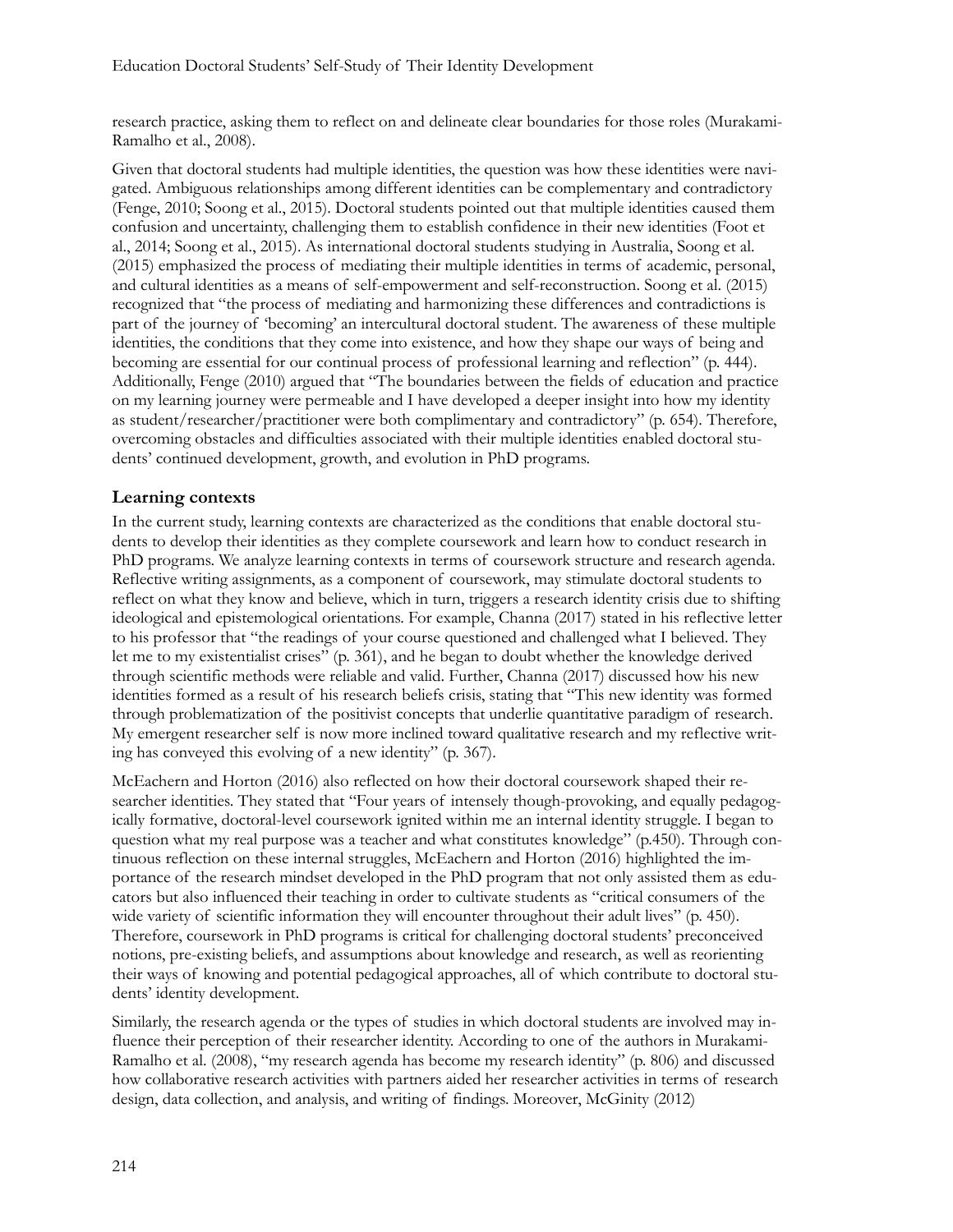research practice, asking them to reflect on and delineate clear boundaries for those roles (Murakami-Ramalho et al., 2008).

Given that doctoral students had multiple identities, the question was how these identities were navigated. Ambiguous relationships among different identities can be complementary and contradictory (Fenge, 2010; Soong et al., 2015). Doctoral students pointed out that multiple identities caused them confusion and uncertainty, challenging them to establish confidence in their new identities (Foot et al., 2014; Soong et al., 2015). As international doctoral students studying in Australia, Soong et al. (2015) emphasized the process of mediating their multiple identities in terms of academic, personal, and cultural identities as a means of self-empowerment and self-reconstruction. Soong et al. (2015) recognized that "the process of mediating and harmonizing these differences and contradictions is part of the journey of 'becoming' an intercultural doctoral student. The awareness of these multiple identities, the conditions that they come into existence, and how they shape our ways of being and becoming are essential for our continual process of professional learning and reflection" (p. 444). Additionally, Fenge (2010) argued that "The boundaries between the fields of education and practice on my learning journey were permeable and I have developed a deeper insight into how my identity as student/researcher/practitioner were both complimentary and contradictory" (p. 654). Therefore, overcoming obstacles and difficulties associated with their multiple identities enabled doctoral students' continued development, growth, and evolution in PhD programs.

## Learning contexts

In the current study, learning contexts are characterized as the conditions that enable doctoral students to develop their identities as they complete coursework and learn how to conduct research in PhD programs. We analyze learning contexts in terms of coursework structure and research agenda. Reflective writing assignments, as a component of coursework, may stimulate doctoral students to reflect on what they know and believe, which in turn, triggers a research identity crisis due to shifting ideological and epistemological orientations. For example, Channa (2017) stated in his reflective letter to his professor that "the readings of your course questioned and challenged what I believed. They let me to my existentialist crises" (p. 361), and he began to doubt whether the knowledge derived through scientific methods were reliable and valid. Further, Channa (2017) discussed how his new identities formed as a result of his research beliefs crisis, stating that "This new identity was formed through problematization of the positivist concepts that underlie quantitative paradigm of research. My emergent researcher self is now more inclined toward qualitative research and my reflective writing has conveyed this evolving of a new identity" (p. 367).

McEachern and Horton (2016) also reflected on how their doctoral coursework shaped their researcher identities. They stated that "Four years of intensely though-provoking, and equally pedagogically formative, doctoral-level coursework ignited within me an internal identity struggle. I began to question what my real purpose was a teacher and what constitutes knowledge" (p.450). Through continuous reflection on these internal struggles, McEachern and Horton (2016) highlighted the importance of the research mindset developed in the PhD program that not only assisted them as educators but also influenced their teaching in order to cultivate students as "critical consumers of the wide variety of scientific information they will encounter throughout their adult lives" (p. 450). Therefore, coursework in PhD programs is critical for challenging doctoral students' preconceived notions, pre-existing beliefs, and assumptions about knowledge and research, as well as reorienting their ways of knowing and potential pedagogical approaches, all of which contribute to doctoral students' identity development.

Similarly, the research agenda or the types of studies in which doctoral students are involved may influence their perception of their researcher identity. According to one of the authors in Murakami-Ramalho et al. (2008), "my research agenda has become my research identity" (p. 806) and discussed how collaborative research activities with partners aided her researcher activities in terms of research design, data collection, and analysis, and writing of findings. Moreover, McGinity (2012)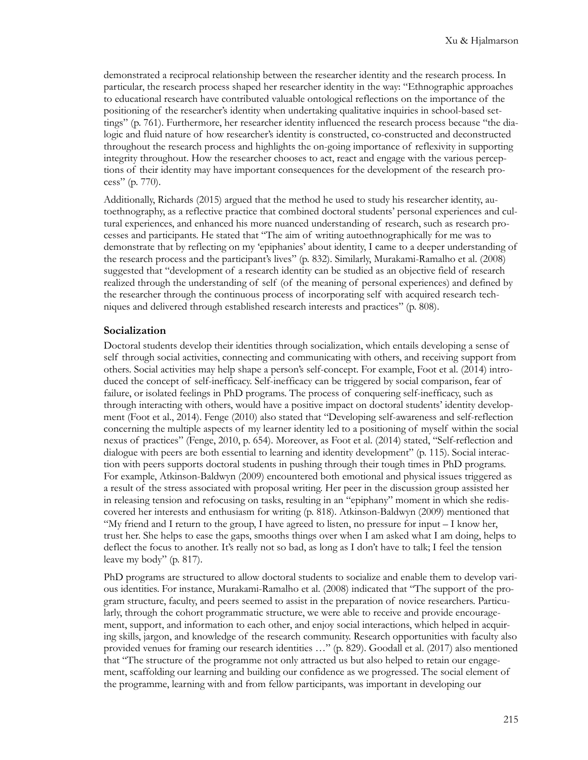demonstrated a reciprocal relationship between the researcher identity and the research process. In particular, the research process shaped her researcher identity in the way: "Ethnographic approaches to educational research have contributed valuable ontological reflections on the importance of the positioning of the researcher's identity when undertaking qualitative inquiries in school-based settings" (p. 761). Furthermore, her researcher identity influenced the research process because "the dialogic and fluid nature of how researcher's identity is constructed, co-constructed and deconstructed throughout the research process and highlights the on-going importance of reflexivity in supporting integrity throughout. How the researcher chooses to act, react and engage with the various perceptions of their identity may have important consequences for the development of the research process" (p. 770).

Additionally, Richards (2015) argued that the method he used to study his researcher identity, autoethnography, as a reflective practice that combined doctoral students' personal experiences and cultural experiences, and enhanced his more nuanced understanding of research, such as research processes and participants. He stated that "The aim of writing autoethnographically for me was to demonstrate that by reflecting on my 'epiphanies' about identity, I came to a deeper understanding of the research process and the participant's lives" (p. 832). Similarly, Murakami-Ramalho et al. (2008) suggested that "development of a research identity can be studied as an objective field of research realized through the understanding of self (of the meaning of personal experiences) and defined by the researcher through the continuous process of incorporating self with acquired research techniques and delivered through established research interests and practices" (p. 808).

### Socialization

Doctoral students develop their identities through socialization, which entails developing a sense of self through social activities, connecting and communicating with others, and receiving support from others. Social activities may help shape a person's self-concept. For example, Foot et al. (2014) introduced the concept of self-inefficacy. Self-inefficacy can be triggered by social comparison, fear of failure, or isolated feelings in PhD programs. The process of conquering self-inefficacy, such as through interacting with others, would have a positive impact on doctoral students' identity development (Foot et al., 2014). Fenge (2010) also stated that "Developing self-awareness and self-reflection concerning the multiple aspects of my learner identity led to a positioning of myself within the social nexus of practices" (Fenge, 2010, p. 654). Moreover, as Foot et al. (2014) stated, "Self-reflection and dialogue with peers are both essential to learning and identity development" (p. 115). Social interaction with peers supports doctoral students in pushing through their tough times in PhD programs. For example, Atkinson-Baldwyn (2009) encountered both emotional and physical issues triggered as a result of the stress associated with proposal writing. Her peer in the discussion group assisted her in releasing tension and refocusing on tasks, resulting in an "epiphany" moment in which she rediscovered her interests and enthusiasm for writing (p. 818). Atkinson-Baldwyn (2009) mentioned that "My friend and I return to the group, I have agreed to listen, no pressure for input – I know her, trust her. She helps to ease the gaps, smooths things over when I am asked what I am doing, helps to deflect the focus to another. It's really not so bad, as long as I don't have to talk; I feel the tension leave my body" (p. 817).

PhD programs are structured to allow doctoral students to socialize and enable them to develop various identities. For instance, Murakami-Ramalho et al. (2008) indicated that "The support of the program structure, faculty, and peers seemed to assist in the preparation of novice researchers. Particularly, through the cohort programmatic structure, we were able to receive and provide encouragement, support, and information to each other, and enjoy social interactions, which helped in acquiring skills, jargon, and knowledge of the research community. Research opportunities with faculty also provided venues for framing our research identities …" (p. 829). Goodall et al. (2017) also mentioned that "The structure of the programme not only attracted us but also helped to retain our engagement, scaffolding our learning and building our confidence as we progressed. The social element of the programme, learning with and from fellow participants, was important in developing our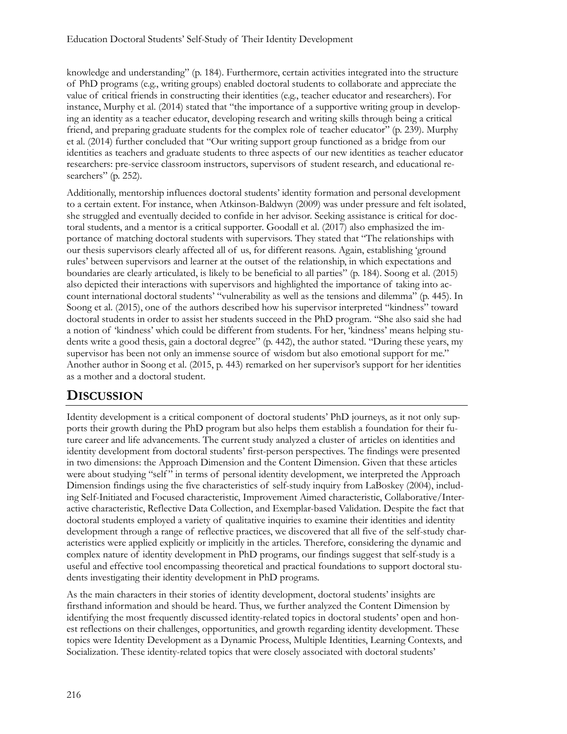knowledge and understanding" (p. 184). Furthermore, certain activities integrated into the structure of PhD programs (e.g., writing groups) enabled doctoral students to collaborate and appreciate the value of critical friends in constructing their identities (e.g., teacher educator and researchers). For instance, Murphy et al. (2014) stated that "the importance of a supportive writing group in developing an identity as a teacher educator, developing research and writing skills through being a critical friend, and preparing graduate students for the complex role of teacher educator" (p. 239). Murphy et al. (2014) further concluded that "Our writing support group functioned as a bridge from our identities as teachers and graduate students to three aspects of our new identities as teacher educator researchers: pre-service classroom instructors, supervisors of student research, and educational researchers" (p. 252).

Additionally, mentorship influences doctoral students' identity formation and personal development to a certain extent. For instance, when Atkinson-Baldwyn (2009) was under pressure and felt isolated, she struggled and eventually decided to confide in her advisor. Seeking assistance is critical for doctoral students, and a mentor is a critical supporter. Goodall et al. (2017) also emphasized the importance of matching doctoral students with supervisors. They stated that "The relationships with our thesis supervisors clearly affected all of us, for different reasons. Again, establishing 'ground rules' between supervisors and learner at the outset of the relationship, in which expectations and boundaries are clearly articulated, is likely to be beneficial to all parties" (p. 184). Soong et al. (2015) also depicted their interactions with supervisors and highlighted the importance of taking into account international doctoral students' "vulnerability as well as the tensions and dilemma" (p. 445). In Soong et al. (2015), one of the authors described how his supervisor interpreted "kindness" toward doctoral students in order to assist her students succeed in the PhD program. "She also said she had a notion of 'kindness' which could be different from students. For her, 'kindness' means helping students write a good thesis, gain a doctoral degree" (p. 442), the author stated. "During these years, my supervisor has been not only an immense source of wisdom but also emotional support for me." Another author in Soong et al. (2015, p. 443) remarked on her supervisor's support for her identities as a mother and a doctoral student.

## DISCUSSION

Identity development is a critical component of doctoral students' PhD journeys, as it not only supports their growth during the PhD program but also helps them establish a foundation for their future career and life advancements. The current study analyzed a cluster of articles on identities and identity development from doctoral students' first-person perspectives. The findings were presented in two dimensions: the Approach Dimension and the Content Dimension. Given that these articles were about studying "self" in terms of personal identity development, we interpreted the Approach Dimension findings using the five characteristics of self-study inquiry from LaBoskey (2004), including Self-Initiated and Focused characteristic, Improvement Aimed characteristic, Collaborative/Interactive characteristic, Reflective Data Collection, and Exemplar-based Validation. Despite the fact that doctoral students employed a variety of qualitative inquiries to examine their identities and identity development through a range of reflective practices, we discovered that all five of the self-study characteristics were applied explicitly or implicitly in the articles. Therefore, considering the dynamic and complex nature of identity development in PhD programs, our findings suggest that self-study is a useful and effective tool encompassing theoretical and practical foundations to support doctoral students investigating their identity development in PhD programs.

As the main characters in their stories of identity development, doctoral students' insights are firsthand information and should be heard. Thus, we further analyzed the Content Dimension by identifying the most frequently discussed identity-related topics in doctoral students' open and honest reflections on their challenges, opportunities, and growth regarding identity development. These topics were Identity Development as a Dynamic Process, Multiple Identities, Learning Contexts, and Socialization. These identity-related topics that were closely associated with doctoral students'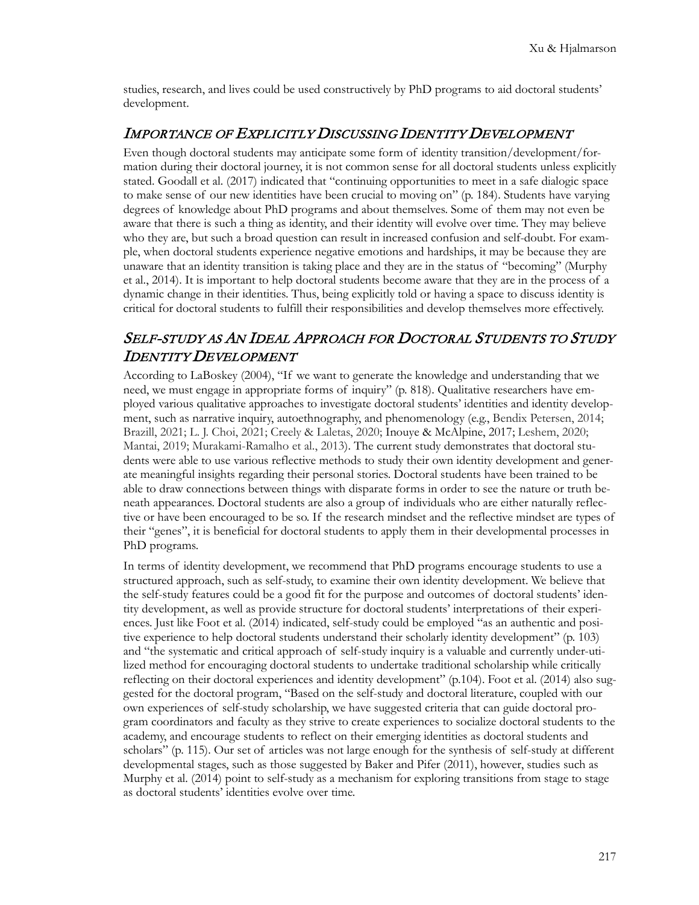studies, research, and lives could be used constructively by PhD programs to aid doctoral students' development.

## *Importance of Explicitly Discussing Identity Development*

Even though doctoral students may anticipate some form of identity transition/development/formation during their doctoral journey, it is not common sense for all doctoral students unless explicitly stated. Goodall et al. (2017) indicated that "continuing opportunities to meet in a safe dialogic space to make sense of our new identities have been crucial to moving on" (p. 184). Students have varying degrees of knowledge about PhD programs and about themselves. Some of them may not even be aware that there is such a thing as identity, and their identity will evolve over time. They may believe who they are, but such a broad question can result in increased confusion and self-doubt. For example, when doctoral students experience negative emotions and hardships, it may be because they are unaware that an identity transition is taking place and they are in the status of "becoming" (Murphy et al., 2014). It is important to help doctoral students become aware that they are in the process of a dynamic change in their identities. Thus, being explicitly told or having a space to discuss identity is critical for doctoral students to fulfill their responsibilities and develop themselves more effectively.

## *Self-study as An Ideal Approach for Doctoral Students to Study Identity Development*

According to LaBoskey (2004), "If we want to generate the knowledge and understanding that we need, we must engage in appropriate forms of inquiry" (p. 818). Qualitative researchers have employed various qualitative approaches to investigate doctoral students' identities and identity development, such as narrative inquiry, autoethnography, and phenomenology (e.g., Bendix Petersen, 2014; Brazill, 2021; L. J. Choi, 2021; Creely & Laletas, 2020; Inouye & McAlpine, 2017; Leshem, 2020; Mantai, 2019; Murakami-Ramalho et al., 2013). The current study demonstrates that doctoral students were able to use various reflective methods to study their own identity development and generate meaningful insights regarding their personal stories. Doctoral students have been trained to be able to draw connections between things with disparate forms in order to see the nature or truth beneath appearances. Doctoral students are also a group of individuals who are either naturally reflective or have been encouraged to be so. If the research mindset and the reflective mindset are types of their "genes", it is beneficial for doctoral students to apply them in their developmental processes in PhD programs.

In terms of identity development, we recommend that PhD programs encourage students to use a structured approach, such as self-study, to examine their own identity development. We believe that the self-study features could be a good fit for the purpose and outcomes of doctoral students' identity development, as well as provide structure for doctoral students' interpretations of their experiences. Just like Foot et al. (2014) indicated, self-study could be employed "as an authentic and positive experience to help doctoral students understand their scholarly identity development" (p. 103) and "the systematic and critical approach of self-study inquiry is a valuable and currently under-utilized method for encouraging doctoral students to undertake traditional scholarship while critically reflecting on their doctoral experiences and identity development" (p.104). Foot et al. (2014) also suggested for the doctoral program, "Based on the self-study and doctoral literature, coupled with our own experiences of self-study scholarship, we have suggested criteria that can guide doctoral program coordinators and faculty as they strive to create experiences to socialize doctoral students to the academy, and encourage students to reflect on their emerging identities as doctoral students and scholars" (p. 115). Our set of articles was not large enough for the synthesis of self-study at different developmental stages, such as those suggested by Baker and Pifer (2011), however, studies such as Murphy et al. (2014) point to self-study as a mechanism for exploring transitions from stage to stage as doctoral students' identities evolve over time.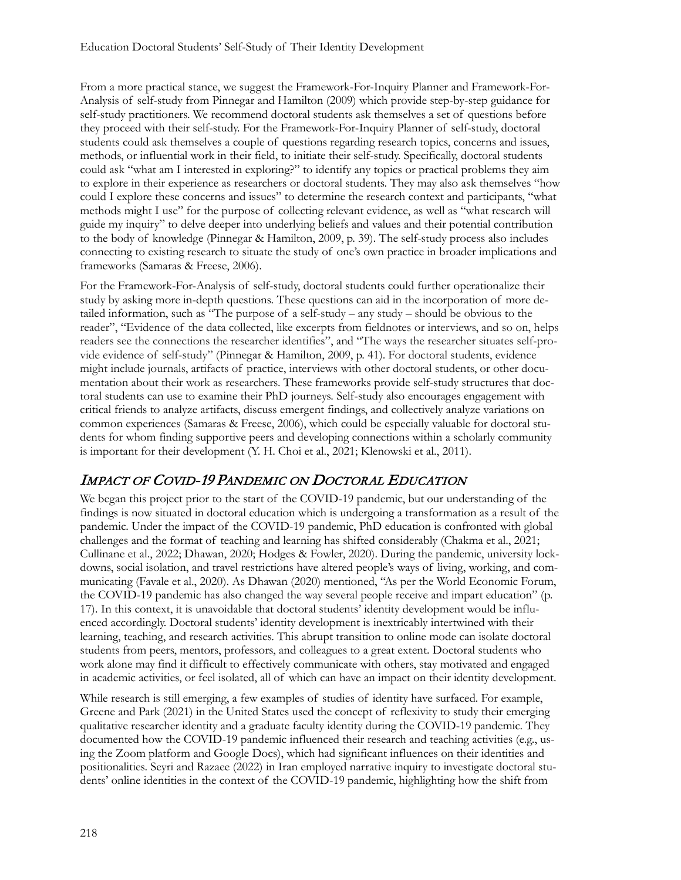From a more practical stance, we suggest the Framework-For-Inquiry Planner and Framework-For-Analysis of self-study from Pinnegar and Hamilton (2009) which provide step-by-step guidance for self-study practitioners. We recommend doctoral students ask themselves a set of questions before they proceed with their self-study. For the Framework-For-Inquiry Planner of self-study, doctoral students could ask themselves a couple of questions regarding research topics, concerns and issues, methods, or influential work in their field, to initiate their self-study. Specifically, doctoral students could ask "what am I interested in exploring?" to identify any topics or practical problems they aim to explore in their experience as researchers or doctoral students. They may also ask themselves "how could I explore these concerns and issues" to determine the research context and participants, "what methods might I use" for the purpose of collecting relevant evidence, as well as "what research will guide my inquiry" to delve deeper into underlying beliefs and values and their potential contribution to the body of knowledge (Pinnegar & Hamilton, 2009, p. 39). The self-study process also includes connecting to existing research to situate the study of one's own practice in broader implications and frameworks (Samaras & Freese, 2006).

For the Framework-For-Analysis of self-study, doctoral students could further operationalize their study by asking more in-depth questions. These questions can aid in the incorporation of more detailed information, such as "The purpose of a self-study – any study – should be obvious to the reader", "Evidence of the data collected, like excerpts from fieldnotes or interviews, and so on, helps readers see the connections the researcher identifies", and "The ways the researcher situates self-provide evidence of self-study" (Pinnegar & Hamilton, 2009, p. 41). For doctoral students, evidence might include journals, artifacts of practice, interviews with other doctoral students, or other documentation about their work as researchers. These frameworks provide self-study structures that doctoral students can use to examine their PhD journeys. Self-study also encourages engagement with critical friends to analyze artifacts, discuss emergent findings, and collectively analyze variations on common experiences (Samaras & Freese, 2006), which could be especially valuable for doctoral students for whom finding supportive peers and developing connections within a scholarly community is important for their development (Y. H. Choi et al., 2021; Klenowski et al., 2011).

## *Impact of COVID-19 Pandemic on Doctoral Education*

We began this project prior to the start of the COVID-19 pandemic, but our understanding of the findings is now situated in doctoral education which is undergoing a transformation as a result of the pandemic. Under the impact of the COVID-19 pandemic, PhD education is confronted with global challenges and the format of teaching and learning has shifted considerably (Chakma et al., 2021; Cullinane et al., 2022; Dhawan, 2020; Hodges & Fowler, 2020). During the pandemic, university lockdowns, social isolation, and travel restrictions have altered people's ways of living, working, and communicating (Favale et al., 2020). As Dhawan (2020) mentioned, "As per the World Economic Forum, the COVID-19 pandemic has also changed the way several people receive and impart education" (p. 17). In this context, it is unavoidable that doctoral students' identity development would be influenced accordingly. Doctoral students' identity development is inextricably intertwined with their learning, teaching, and research activities. This abrupt transition to online mode can isolate doctoral students from peers, mentors, professors, and colleagues to a great extent. Doctoral students who work alone may find it difficult to effectively communicate with others, stay motivated and engaged in academic activities, or feel isolated, all of which can have an impact on their identity development.

While research is still emerging, a few examples of studies of identity have surfaced. For example, Greene and Park (2021) in the United States used the concept of reflexivity to study their emerging qualitative researcher identity and a graduate faculty identity during the COVID-19 pandemic. They documented how the COVID-19 pandemic influenced their research and teaching activities (e.g., using the Zoom platform and Google Docs), which had significant influences on their identities and positionalities. Seyri and Razaee (2022) in Iran employed narrative inquiry to investigate doctoral students' online identities in the context of the COVID-19 pandemic, highlighting how the shift from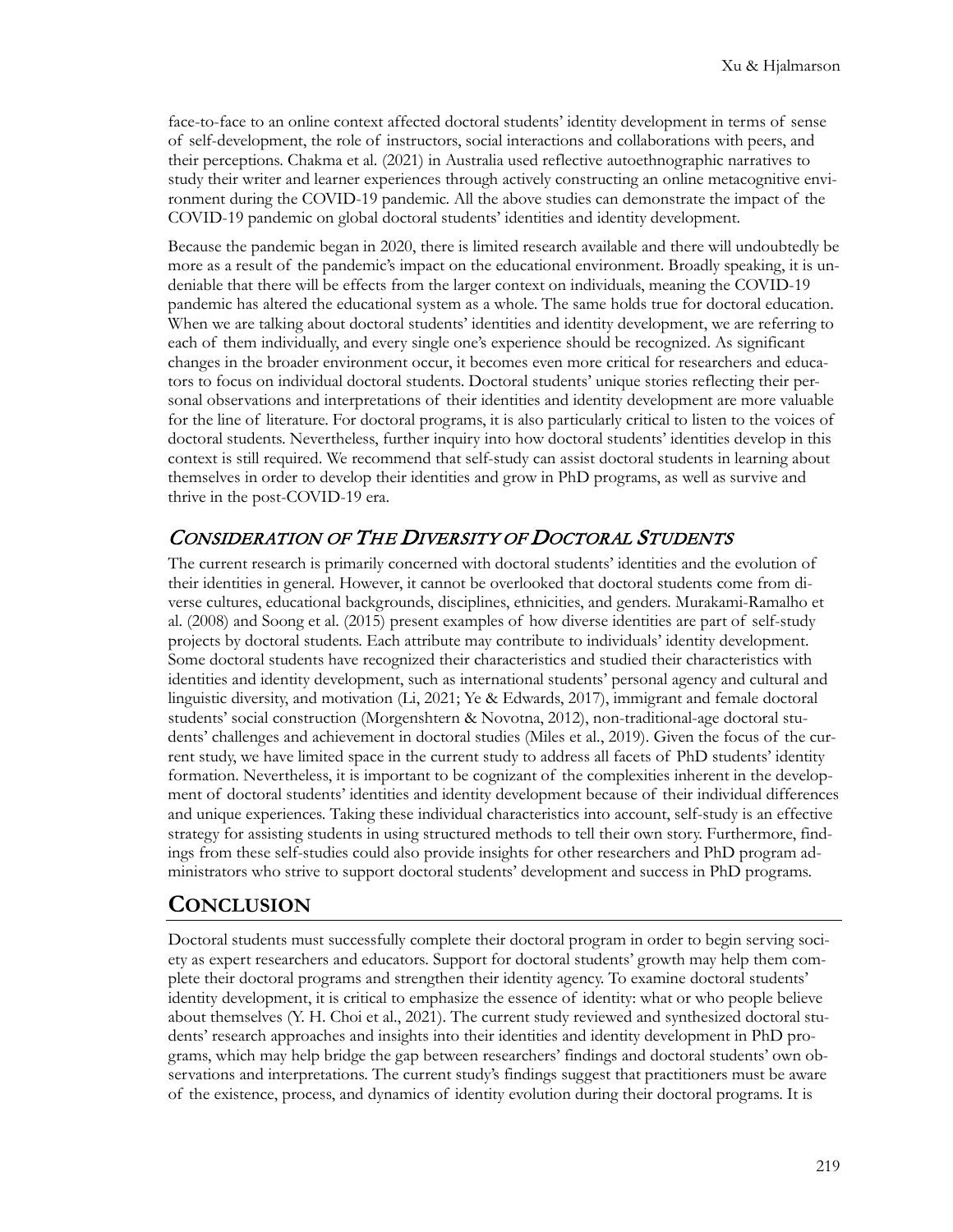face-to-face to an online context affected doctoral students' identity development in terms of sense of self-development, the role of instructors, social interactions and collaborations with peers, and their perceptions. Chakma et al. (2021) in Australia used reflective autoethnographic narratives to study their writer and learner experiences through actively constructing an online metacognitive environment during the COVID-19 pandemic. All the above studies can demonstrate the impact of the COVID-19 pandemic on global doctoral students' identities and identity development.

Because the pandemic began in 2020, there is limited research available and there will undoubtedly be more as a result of the pandemic's impact on the educational environment. Broadly speaking, it is undeniable that there will be effects from the larger context on individuals, meaning the COVID-19 pandemic has altered the educational system as a whole. The same holds true for doctoral education. When we are talking about doctoral students' identities and identity development, we are referring to each of them individually, and every single one's experience should be recognized. As significant changes in the broader environment occur, it becomes even more critical for researchers and educators to focus on individual doctoral students. Doctoral students' unique stories reflecting their personal observations and interpretations of their identities and identity development are more valuable for the line of literature. For doctoral programs, it is also particularly critical to listen to the voices of doctoral students. Nevertheless, further inquiry into how doctoral students' identities develop in this context is still required. We recommend that self-study can assist doctoral students in learning about themselves in order to develop their identities and grow in PhD programs, as well as survive and thrive in the post-COVID-19 era.

### *Consideration of The Diversity of Doctoral Students*

The current research is primarily concerned with doctoral students' identities and the evolution of their identities in general. However, it cannot be overlooked that doctoral students come from diverse cultures, educational backgrounds, disciplines, ethnicities, and genders. Murakami-Ramalho et al. (2008) and Soong et al. (2015) present examples of how diverse identities are part of self-study projects by doctoral students. Each attribute may contribute to individuals' identity development. Some doctoral students have recognized their characteristics and studied their characteristics with identities and identity development, such as international students' personal agency and cultural and linguistic diversity, and motivation (Li, 2021; Ye & Edwards, 2017), immigrant and female doctoral students' social construction (Morgenshtern & Novotna, 2012), non-traditional-age doctoral students' challenges and achievement in doctoral studies (Miles et al., 2019). Given the focus of the current study, we have limited space in the current study to address all facets of PhD students' identity formation. Nevertheless, it is important to be cognizant of the complexities inherent in the development of doctoral students' identities and identity development because of their individual differences and unique experiences. Taking these individual characteristics into account, self-study is an effective strategy for assisting students in using structured methods to tell their own story. Furthermore, findings from these self-studies could also provide insights for other researchers and PhD program administrators who strive to support doctoral students' development and success in PhD programs.

## Conclusion

Doctoral students must successfully complete their doctoral program in order to begin serving society as expert researchers and educators. Support for doctoral students' growth may help them complete their doctoral programs and strengthen their identity agency. To examine doctoral students' identity development, it is critical to emphasize the essence of identity: what or who people believe about themselves (Y. H. Choi et al., 2021). The current study reviewed and synthesized doctoral students' research approaches and insights into their identities and identity development in PhD programs, which may help bridge the gap between researchers' findings and doctoral students' own observations and interpretations. The current study's findings suggest that practitioners must be aware of the existence, process, and dynamics of identity evolution during their doctoral programs. It is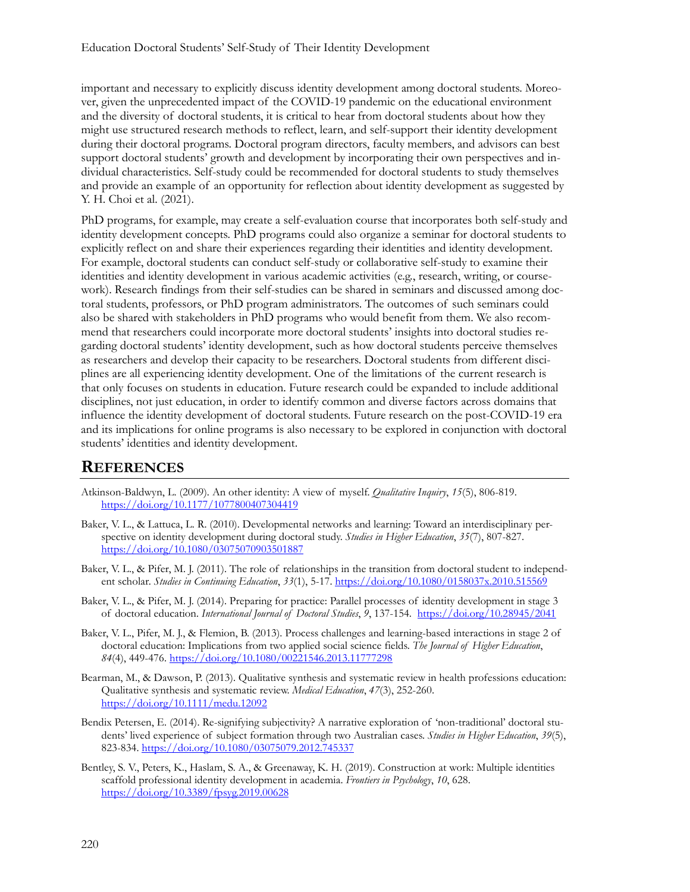important and necessary to explicitly discuss identity development among doctoral students. Moreover, given the unprecedented impact of the COVID-19 pandemic on the educational environment and the diversity of doctoral students, it is critical to hear from doctoral students about how they might use structured research methods to reflect, learn, and self-support their identity development during their doctoral programs. Doctoral program directors, faculty members, and advisors can best support doctoral students' growth and development by incorporating their own perspectives and individual characteristics. Self-study could be recommended for doctoral students to study themselves and provide an example of an opportunity for reflection about identity development as suggested by Y. H. Choi et al. (2021).

PhD programs, for example, may create a self-evaluation course that incorporates both self-study and identity development concepts. PhD programs could also organize a seminar for doctoral students to explicitly reflect on and share their experiences regarding their identities and identity development. For example, doctoral students can conduct self-study or collaborative self-study to examine their identities and identity development in various academic activities (e.g., research, writing, or coursework). Research findings from their self-studies can be shared in seminars and discussed among doctoral students, professors, or PhD program administrators. The outcomes of such seminars could also be shared with stakeholders in PhD programs who would benefit from them. We also recommend that researchers could incorporate more doctoral students' insights into doctoral studies regarding doctoral students' identity development, such as how doctoral students perceive themselves as researchers and develop their capacity to be researchers. Doctoral students from different disciplines are all experiencing identity development. One of the limitations of the current research is that only focuses on students in education. Future research could be expanded to include additional disciplines, not just education, in order to identify common and diverse factors across domains that influence the identity development of doctoral students. Future research on the post-COVID-19 era and its implications for online programs is also necessary to be explored in conjunction with doctoral students' identities and identity development.

## REFERENCES

Atkinson-Baldwyn, L. (2009). An other identity: A view of myself. *Qualitative Inquiry*, *15*(5), 806-819. https://doi.org/10.1177/1077800407304419

Baker, V. L., & Lattuca, L. R. (2010). Developmental networks and learning: Toward an interdisciplinary perspective on identity development during doctoral study. *Studies in Higher Education*, *35*(7), 807-827. https://doi.org/10.1080/03075070903501887

Baker, V. L., & Pifer, M. J. (2011). The role of relationships in the transition from doctoral student to independent scholar. *Studies in Continuing Education*, *33*(1), 5-17. https://doi.org/10.1080/0158037x.2010.515569

Baker, V. L., & Pifer, M. J. (2014). Preparing for practice: Parallel processes of identity development in stage 3 of doctoral education. *International Journal of Doctoral Studies*, *9*, 137-154. https://doi.org/10.28945/2041

Baker, V. L., Pifer, M. J., & Flemion, B. (2013). Process challenges and learning-based interactions in stage 2 of doctoral education: Implications from two applied social science fields. *The Journal of Higher Education*, *84*(4), 449-476. https://doi.org/10.1080/00221546.2013.11777298

Bearman, M., & Dawson, P. (2013). Qualitative synthesis and systematic review in health professions education: Qualitative synthesis and systematic review. *Medical Education*, *47*(3), 252-260. https://doi.org/10.1111/medu.12092

Bendix Petersen, E. (2014). Re-signifying subjectivity? A narrative exploration of 'non-traditional' doctoral students' lived experience of subject formation through two Australian cases. *Studies in Higher Education*, *39*(5), 823-834. https://doi.org/10.1080/03075079.2012.745337

Bentley, S. V., Peters, K., Haslam, S. A., & Greenaway, K. H. (2019). Construction at work: Multiple identities scaffold professional identity development in academia. *Frontiers in Psychology*, *10*, 628. https://doi.org/10.3389/fpsyg.2019.00628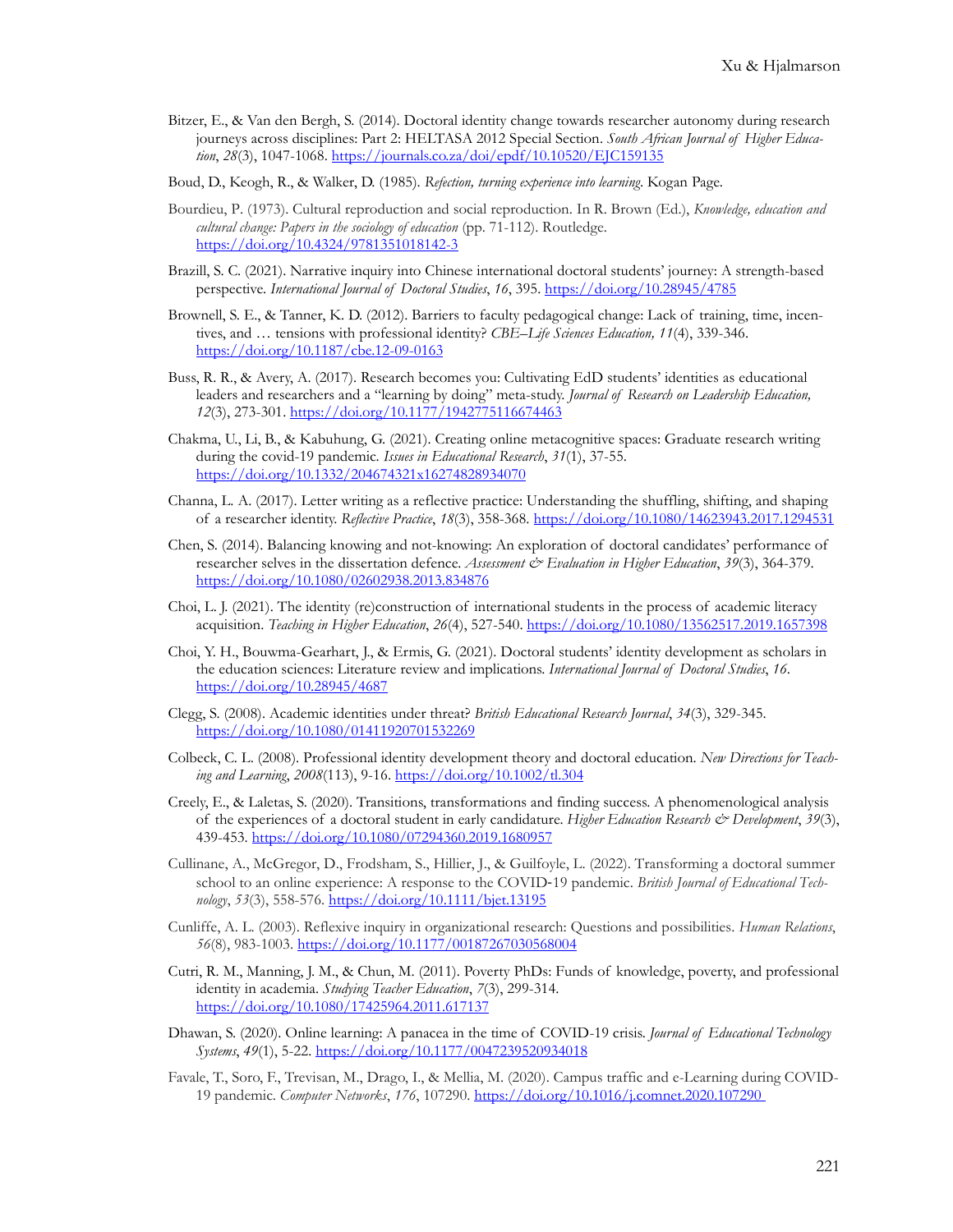Bitzer, E., & Van den Bergh, S. (2014). Doctoral identity change towards researcher autonomy during research journeys across disciplines: Part 2: HELTASA 2012 Special Section. *South African Journal of Higher Education*, *28*(3), 1047-1068. https://journals.co.za/doi/epdf/10.10520/EJC159135

Boud, D., Keogh, R., & Walker, D. (1985). *Refection, turning experience into learning*. Kogan Page.

Bourdieu, P. (1973). Cultural reproduction and social reproduction. In R. Brown (Ed.), *Knowledge, education and cultural change: Papers in the sociology of education* (pp. 71-112). Routledge. https://doi.org/10.4324/9781351018142-3

Brazill, S. C. (2021). Narrative inquiry into Chinese international doctoral students' journey: A strength-based perspective. *International Journal of Doctoral Studies*, *16*, 395. https://doi.org/10.28945/4785

Brownell, S. E., & Tanner, K. D. (2012). Barriers to faculty pedagogical change: Lack of training, time, incentives, and … tensions with professional identity? *CBE–Life Sciences Education, 11*(4), 339-346. https://doi.org/10.1187/cbe.12-09-0163

Buss, R. R., & Avery, A. (2017). Research becomes you: Cultivating EdD students' identities as educational leaders and researchers and a "learning by doing" meta-study. *Journal of Research on Leadership Education, 12*(3), 273-301. https://doi.org/10.1177/1942775116674463

Chakma, U., Li, B., & Kabuhung, G. (2021). Creating online metacognitive spaces: Graduate research writing during the covid-19 pandemic. *Issues in Educational Research*, *31*(1), 37-55. https://doi.org/10.1332/204674321x16274828934070

Channa, L. A. (2017). Letter writing as a reflective practice: Understanding the shuffling, shifting, and shaping of a researcher identity. *Reflective Practice*, *18*(3), 358-368. https://doi.org/10.1080/14623943.2017.1294531

Chen, S. (2014). Balancing knowing and not-knowing: An exploration of doctoral candidates' performance of researcher selves in the dissertation defence. *Assessment & Evaluation in Higher Education*, *39*(3), 364-379. https://doi.org/10.1080/02602938.2013.834876

Choi, L. J. (2021). The identity (re)construction of international students in the process of academic literacy acquisition. *Teaching in Higher Education*, *26*(4), 527-540. https://doi.org/10.1080/13562517.2019.1657398

Choi, Y. H., Bouwma-Gearhart, J., & Ermis, G. (2021). Doctoral students' identity development as scholars in the education sciences: Literature review and implications. *International Journal of Doctoral Studies*, *16*. https://doi.org/10.28945/4687

Clegg, S. (2008). Academic identities under threat? *British Educational Research Journal*, *34*(3), 329-345. https://doi.org/10.1080/01411920701532269

Colbeck, C. L. (2008). Professional identity development theory and doctoral education. *New Directions for Teaching and Learning*, *2008*(113), 9-16. https://doi.org/10.1002/tl.304

Creely, E., & Laletas, S. (2020). Transitions, transformations and finding success. A phenomenological analysis of the experiences of a doctoral student in early candidature. *Higher Education Research & Development*, *39*(3), 439-453. https://doi.org/10.1080/07294360.2019.1680957

Cullinane, A., McGregor, D., Frodsham, S., Hillier, J., & Guilfoyle, L. (2022). Transforming a doctoral summer school to an online experience: A response to the COVID-19 pandemic. *British Journal of Educational Technology*, *53*(3), 558-576. https://doi.org/10.1111/bjet.13195

Cunliffe, A. L. (2003). Reflexive inquiry in organizational research: Questions and possibilities. *Human Relations*, *56*(8), 983-1003. https://doi.org/10.1177/00187267030568004

Cutri, R. M., Manning, J. M., & Chun, M. (2011). Poverty PhDs: Funds of knowledge, poverty, and professional identity in academia. *Studying Teacher Education*, *7*(3), 299-314. https://doi.org/10.1080/17425964.2011.617137

Dhawan, S. (2020). Online learning: A panacea in the time of COVID-19 crisis. *Journal of Educational Technology Systems*, *49*(1), 5-22. https://doi.org/10.1177/0047239520934018

Favale, T., Soro, F., Trevisan, M., Drago, I., & Mellia, M. (2020). Campus traffic and e-Learning during COVID-19 pandemic. *Computer Networks*, *176*, 107290. https://doi.org/10.1016/j.comnet.2020.107290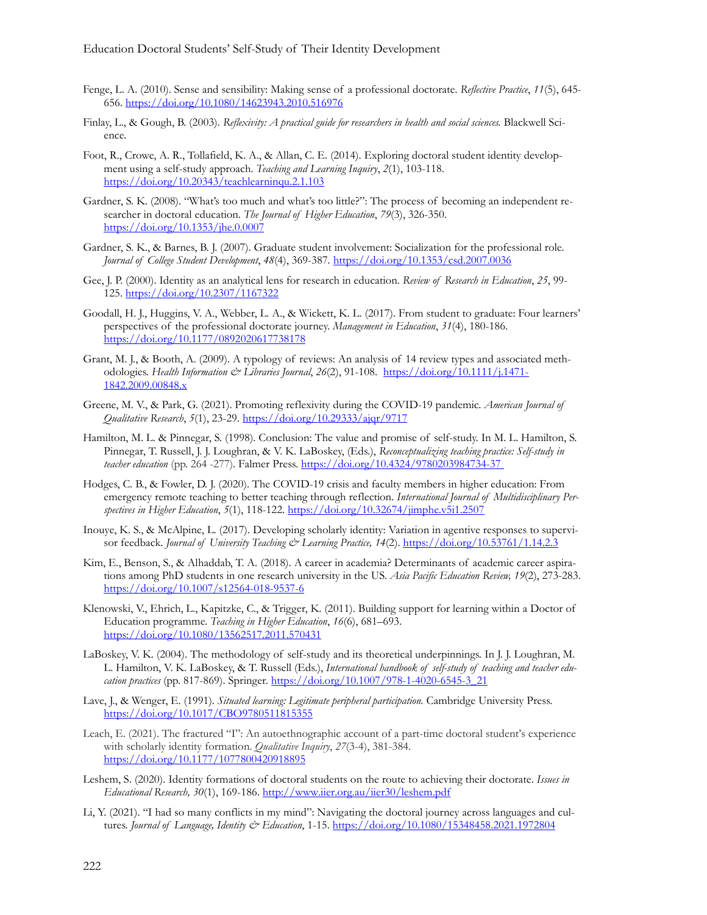Fenge, L. A. (2010). Sense and sensibility: Making sense of a professional doctorate. *Reflective Practice*, *11*(5), 645-656. https://doi.org/10.1080/14623943.2010.516976

Finlay, L., & Gough, B. (2003). *Reflexivity: A practical guide for researchers in health and social sciences.* Blackwell Science.

Foot, R., Crowe, A. R., Tollafield, K. A., & Allan, C. E. (2014). Exploring doctoral student identity development using a self-study approach. *Teaching and Learning Inquiry*, *2*(1), 103-118. https://doi.org/10.20343/teachlearninqu.2.1.103

Gardner, S. K. (2008). "What's too much and what's too little?": The process of becoming an independent researcher in doctoral education. *The Journal of Higher Education*, *79*(3), 326-350. https://doi.org/10.1353/jhe.0.0007

Gardner, S. K., & Barnes, B. J. (2007). Graduate student involvement: Socialization for the professional role. *Journal of College Student Development*, *48*(4), 369-387. https://doi.org/10.1353/csd.2007.0036

Gee, J. P. (2000). Identity as an analytical lens for research in education. *Review of Research in Education*, *25*, 99-125. https://doi.org/10.2307/1167322

Goodall, H. J., Huggins, V. A., Webber, L. A., & Wickett, K. L. (2017). From student to graduate: Four learners' perspectives of the professional doctorate journey. *Management in Education*, *31*(4), 180-186. https://doi.org/10.1177/0892020617738178

Grant, M. J., & Booth, A. (2009). A typology of reviews: An analysis of 14 review types and associated methodologies. *Health Information & Libraries Journal*, *26*(2), 91-108. https://doi.org/10.1111/j.1471-1842.2009.00848.x

Greene, M. V., & Park, G. (2021). Promoting reflexivity during the COVID-19 pandemic. *American Journal of Qualitative Research*, *5*(1), 23-29. https://doi.org/10.29333/ajqr/9717

Hamilton, M. L. & Pinnegar, S. (1998). Conclusion: The value and promise of self-study. In M. L. Hamilton, S. Pinnegar, T. Russell, J. J. Loughran, & V. K. LaBoskey, (Eds.), *Reconceptualizing teaching practice: Self-study in teacher education* (pp. 264 -277). Falmer Press. https://doi.org/10.4324/9780203984734-37

Hodges, C. B., & Fowler, D. J. (2020). The COVID-19 crisis and faculty members in higher education: From emergency remote teaching to better teaching through reflection. *International Journal of Multidisciplinary Perspectives in Higher Education*, *5*(1), 118-122. https://doi.org/10.32674/jimphe.v5i1.2507

Inouye, K. S., & McAlpine, L. (2017). Developing scholarly identity: Variation in agentive responses to supervisor feedback. *Journal of University Teaching & Learning Practice, 14*(2). https://doi.org/10.53761/1.14.2.3

Kim, E., Benson, S., & Alhaddab, T. A. (2018). A career in academia? Determinants of academic career aspirations among PhD students in one research university in the US. *Asia Pacific Education Review, 19*(2), 273-283. https://doi.org/10.1007/s12564-018-9537-6

Klenowski, V., Ehrich, L., Kapitzke, C., & Trigger, K. (2011). Building support for learning within a Doctor of Education programme. *Teaching in Higher Education*, *16*(6), 681–693. https://doi.org/10.1080/13562517.2011.570431

LaBoskey, V. K. (2004). The methodology of self-study and its theoretical underpinnings. In J. J. Loughran, M. L. Hamilton, V. K. LaBoskey, & T. Russell (Eds.), *International handbook of self-study of teaching and teacher education practices* (pp. 817-869). Springer. https://doi.org/10.1007/978-1-4020-6545-3_21

Lave, J., & Wenger, E. (1991). *Situated learning: Legitimate peripheral participation.* Cambridge University Press. https://doi.org/10.1017/CBO9780511815355

Leach, E. (2021). The fractured "I": An autoethnographic account of a part-time doctoral student's experience with scholarly identity formation. *Qualitative Inquiry*, *27*(3-4), 381-384. https://doi.org/10.1177/1077800420918895

Leshem, S. (2020). Identity formations of doctoral students on the route to achieving their doctorate. *Issues in Educational Research, 30*(1), 169-186. http://www.iier.org.au/iier30/leshem.pdf

Li, Y. (2021). "I had so many conflicts in my mind": Navigating the doctoral journey across languages and cultures. *Journal of Language, Identity & Education*, 1-15. https://doi.org/10.1080/15348458.2021.1972804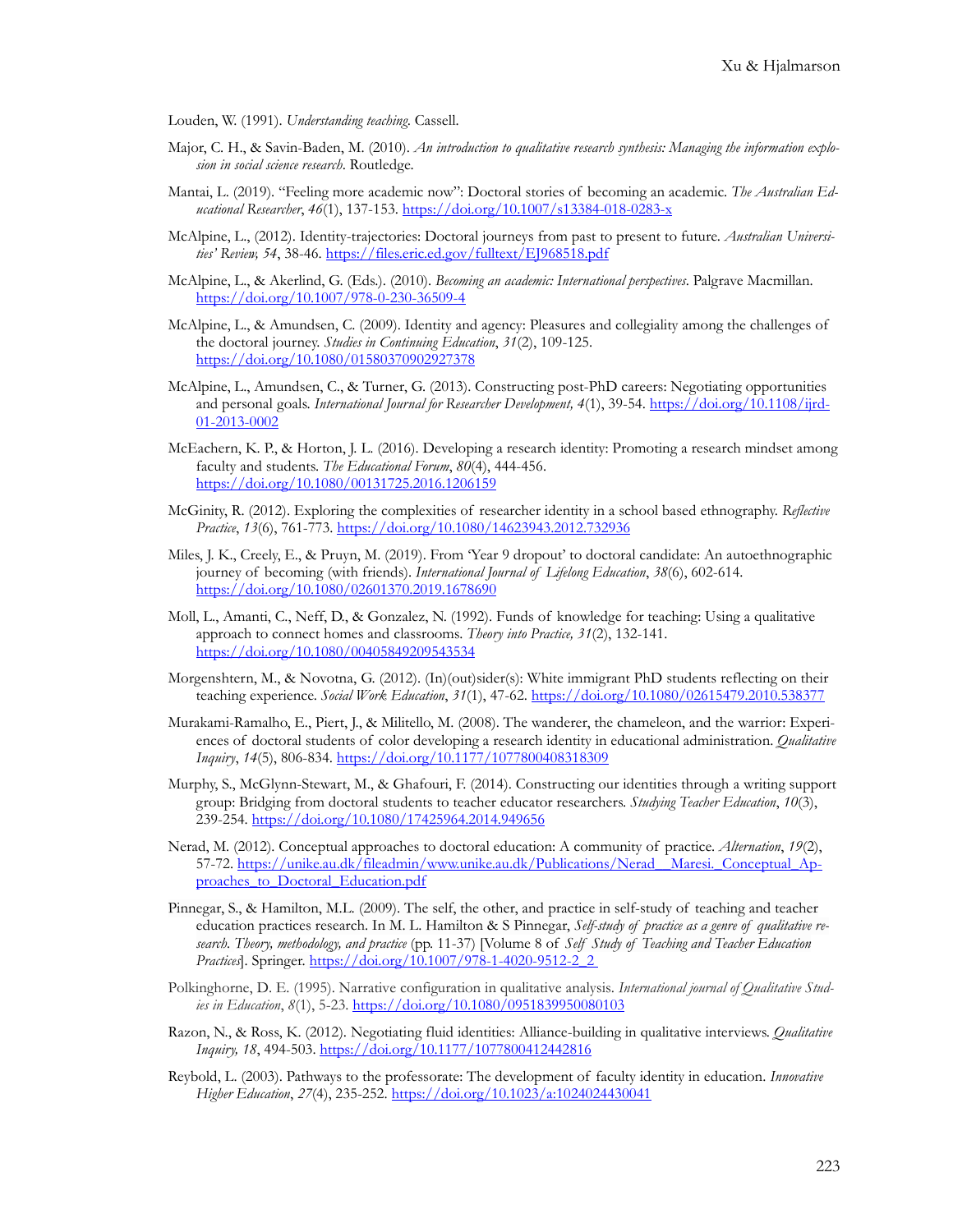Louden, W. (1991). *Understanding teaching*. Cassell.

Major, C. H., & Savin-Baden, M. (2010). *An introduction to qualitative research synthesis: Managing the information explosion in social science research*. Routledge.

Mantai, L. (2019). "Feeling more academic now": Doctoral stories of becoming an academic. *The Australian Educational Researcher*, *46*(1), 137-153. https://doi.org/10.1007/s13384-018-0283-x

McAlpine, L., (2012). Identity-trajectories: Doctoral journeys from past to present to future. *Australian Universities' Review, 54*, 38-46. https://files.eric.ed.gov/fulltext/EJ968518.pdf

McAlpine, L., & Akerlind, G. (Eds.). (2010). *Becoming an academic: International perspectives*. Palgrave Macmillan. https://doi.org/10.1007/978-0-230-36509-4

McAlpine, L., & Amundsen, C. (2009). Identity and agency: Pleasures and collegiality among the challenges of the doctoral journey. *Studies in Continuing Education*, *31*(2), 109-125. https://doi.org/10.1080/01580370902927378

McAlpine, L., Amundsen, C., & Turner, G. (2013). Constructing post-PhD careers: Negotiating opportunities and personal goals. *International Journal for Researcher Development, 4*(1), 39-54. https://doi.org/10.1108/ijrd-01-2013-0002

McEachern, K. P., & Horton, J. L. (2016). Developing a research identity: Promoting a research mindset among faculty and students. *The Educational Forum*, *80*(4), 444-456. https://doi.org/10.1080/00131725.2016.1206159

McGinity, R. (2012). Exploring the complexities of researcher identity in a school based ethnography. *Reflective Practice*, *13*(6), 761-773. https://doi.org/10.1080/14623943.2012.732936

Miles, J. K., Creely, E., & Pruyn, M. (2019). From 'Year 9 dropout' to doctoral candidate: An autoethnographic journey of becoming (with friends). *International Journal of Lifelong Education*, *38*(6), 602-614. https://doi.org/10.1080/02601370.2019.1678690

Moll, L., Amanti, C., Neff, D., & Gonzalez, N. (1992). Funds of knowledge for teaching: Using a qualitative approach to connect homes and classrooms. *Theory into Practice, 31*(2), 132-141. https://doi.org/10.1080/00405849209543534

Morgenshtern, M., & Novotna, G. (2012). (In)(out)sider(s): White immigrant PhD students reflecting on their teaching experience. *Social Work Education*, *31*(1), 47-62. https://doi.org/10.1080/02615479.2010.538377

Murakami-Ramalho, E., Piert, J., & Militello, M. (2008). The wanderer, the chameleon, and the warrior: Experiences of doctoral students of color developing a research identity in educational administration. *Qualitative Inquiry*, *14*(5), 806-834. https://doi.org/10.1177/1077800408318309

Murphy, S., McGlynn-Stewart, M., & Ghafouri, F. (2014). Constructing our identities through a writing support group: Bridging from doctoral students to teacher educator researchers. *Studying Teacher Education*, *10*(3), 239-254. https://doi.org/10.1080/17425964.2014.949656

Nerad, M. (2012). Conceptual approaches to doctoral education: A community of practice. *Alternation*, *19*(2), 57-72. https://unike.au.dk/fileadmin/www.unike.au.dk/Publications/Nerad__Maresi._Conceptual_Approaches_to_Doctoral_Education.pdf

Pinnegar, S., & Hamilton, M.L. (2009). The self, the other, and practice in self-study of teaching and teacher education practices research. In M. L. Hamilton & S Pinnegar, *Self-study of practice as a genre of qualitative research. Theory, methodology, and practice* (pp. 11-37) [Volume 8 of *Self Study of Teaching and Teacher Education Practices*]. Springer. https://doi.org/10.1007/978-1-4020-9512-2_2

Polkinghorne, D. E. (1995). Narrative configuration in qualitative analysis. *International journal of Qualitative Studies in Education*, *8*(1), 5-23. https://doi.org/10.1080/0951839950080103

Razon, N., & Ross, K. (2012). Negotiating fluid identities: Alliance-building in qualitative interviews. *Qualitative Inquiry, 18*, 494-503. https://doi.org/10.1177/1077800412442816

Reybold, L. (2003). Pathways to the professorate: The development of faculty identity in education. *Innovative Higher Education*, *27*(4), 235-252. https://doi.org/10.1023/a:1024024430041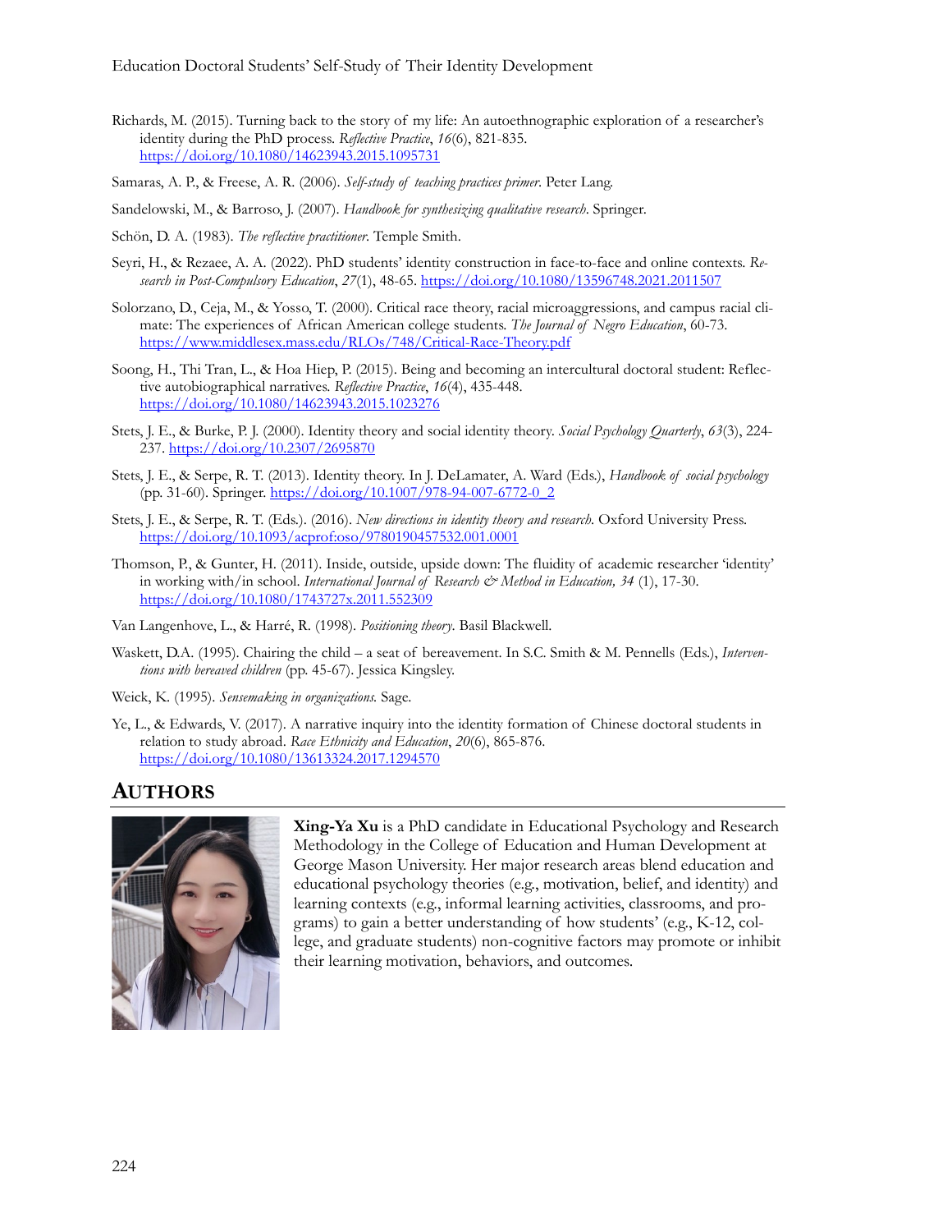Richards, M. (2015). Turning back to the story of my life: An autoethnographic exploration of a researcher's identity during the PhD process. *Reflective Practice*, *16*(6), 821-835. https://doi.org/10.1080/14623943.2015.1095731

Samaras, A. P., & Freese, A. R. (2006). *Self-study of teaching practices primer.* Peter Lang.

Sandelowski, M., & Barroso, J. (2007). *Handbook for synthesizing qualitative research*. Springer.

Schön, D. A. (1983). *The reflective practitioner.* Temple Smith.

Seyri, H., & Rezaee, A. A. (2022). PhD students' identity construction in face-to-face and online contexts. *Research in Post-Compulsory Education*, *27*(1), 48-65. https://doi.org/10.1080/13596748.2021.2011507

Solorzano, D., Ceja, M., & Yosso, T. (2000). Critical race theory, racial microaggressions, and campus racial climate: The experiences of African American college students. *The Journal of Negro Education*, 60-73. https://www.middlesex.mass.edu/RLOs/748/Critical-Race-Theory.pdf

Soong, H., Thi Tran, L., & Hoa Hiep, P. (2015). Being and becoming an intercultural doctoral student: Reflective autobiographical narratives. *Reflective Practice*, *16*(4), 435-448. https://doi.org/10.1080/14623943.2015.1023276

Stets, J. E., & Burke, P. J. (2000). Identity theory and social identity theory. *Social Psychology Quarterly*, *63*(3), 224-237. https://doi.org/10.2307/2695870

Stets, J. E., & Serpe, R. T. (2013). Identity theory. In J. DeLamater, A. Ward (Eds.), *Handbook of social psychology* (pp. 31-60). Springer. https://doi.org/10.1007/978-94-007-6772-0_2

Stets, J. E., & Serpe, R. T. (Eds.). (2016). *New directions in identity theory and research.* Oxford University Press. https://doi.org/10.1093/acprof:oso/9780190457532.001.0001

Thomson, P., & Gunter, H. (2011). Inside, outside, upside down: The fluidity of academic researcher 'identity' in working with/in school. *International Journal of Research & Method in Education, 34* (1), 17-30. https://doi.org/10.1080/1743727x.2011.552309

Van Langenhove, L., & Harré, R. (1998). *Positioning theory.* Basil Blackwell.

Waskett, D.A. (1995). Chairing the child – a seat of bereavement. In S.C. Smith & M. Pennells (Eds.), *Interventions with bereaved children* (pp. 45-67). Jessica Kingsley.

Weick, K. (1995). *Sensemaking in organizations.* Sage.

Ye, L., & Edwards, V. (2017). A narrative inquiry into the identity formation of Chinese doctoral students in relation to study abroad. *Race Ethnicity and Education*, *20*(6), 865-876. https://doi.org/10.1080/13613324.2017.1294570

## AUTHORS

**Xing-Ya Xu** is a PhD candidate in Educational Psychology and Research Methodology in the College of Education and Human Development at George Mason University. Her major research areas blend education and educational psychology theories (e.g., motivation, belief, and identity) and learning contexts (e.g., informal learning activities, classrooms, and programs) to gain a better understanding of how students' (e.g., K-12, college, and graduate students) non-cognitive factors may promote or inhibit their learning motivation, behaviors, and outcomes.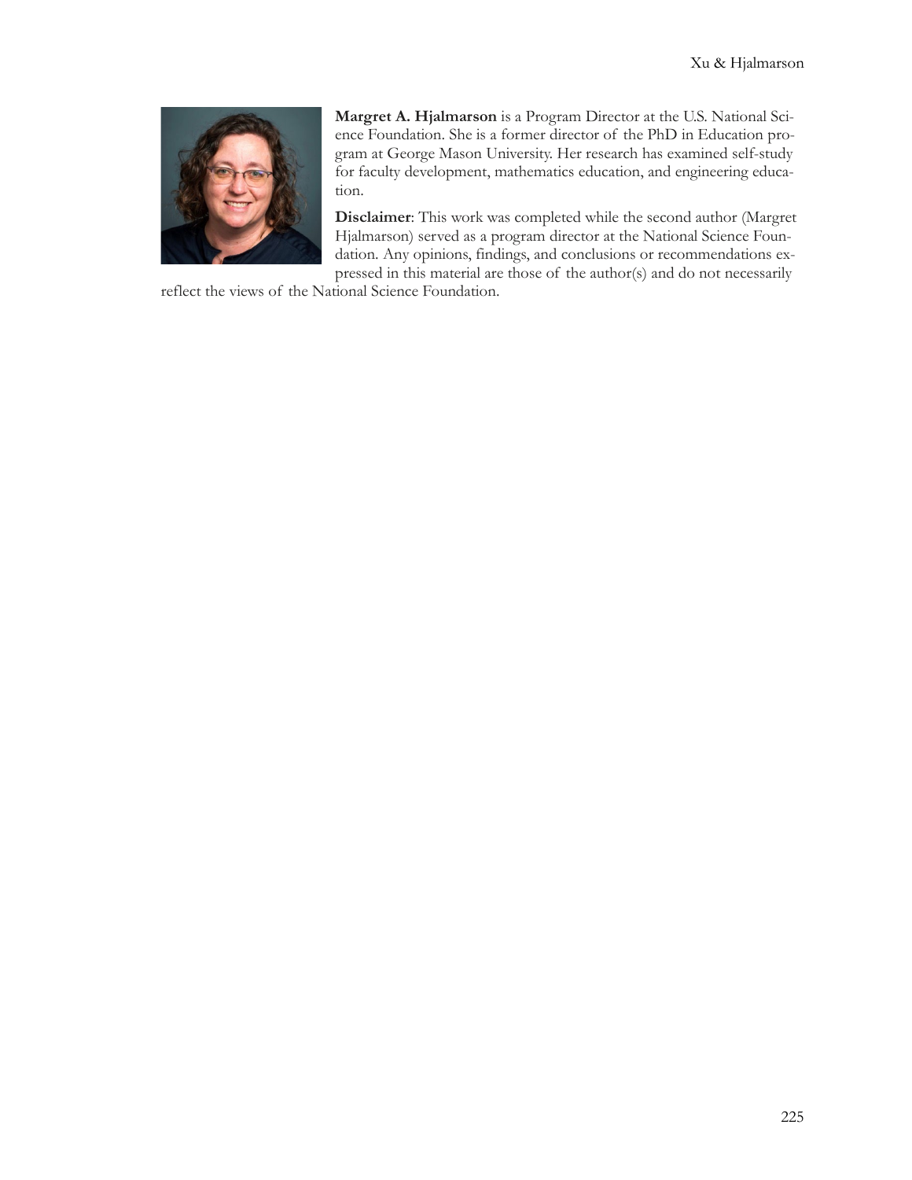**Margret A. Hjalmarson** is a Program Director at the U.S. National Science Foundation. She is a former director of the PhD in Education program at George Mason University. Her research has examined self-study for faculty development, mathematics education, and engineering education.

**Disclaimer**: This work was completed while the second author (Margret Hjalmarson) served as a program director at the National Science Foundation. Any opinions, findings, and conclusions or recommendations expressed in this material are those of the author(s) and do not necessarily reflect the views of the National Science Foundation.